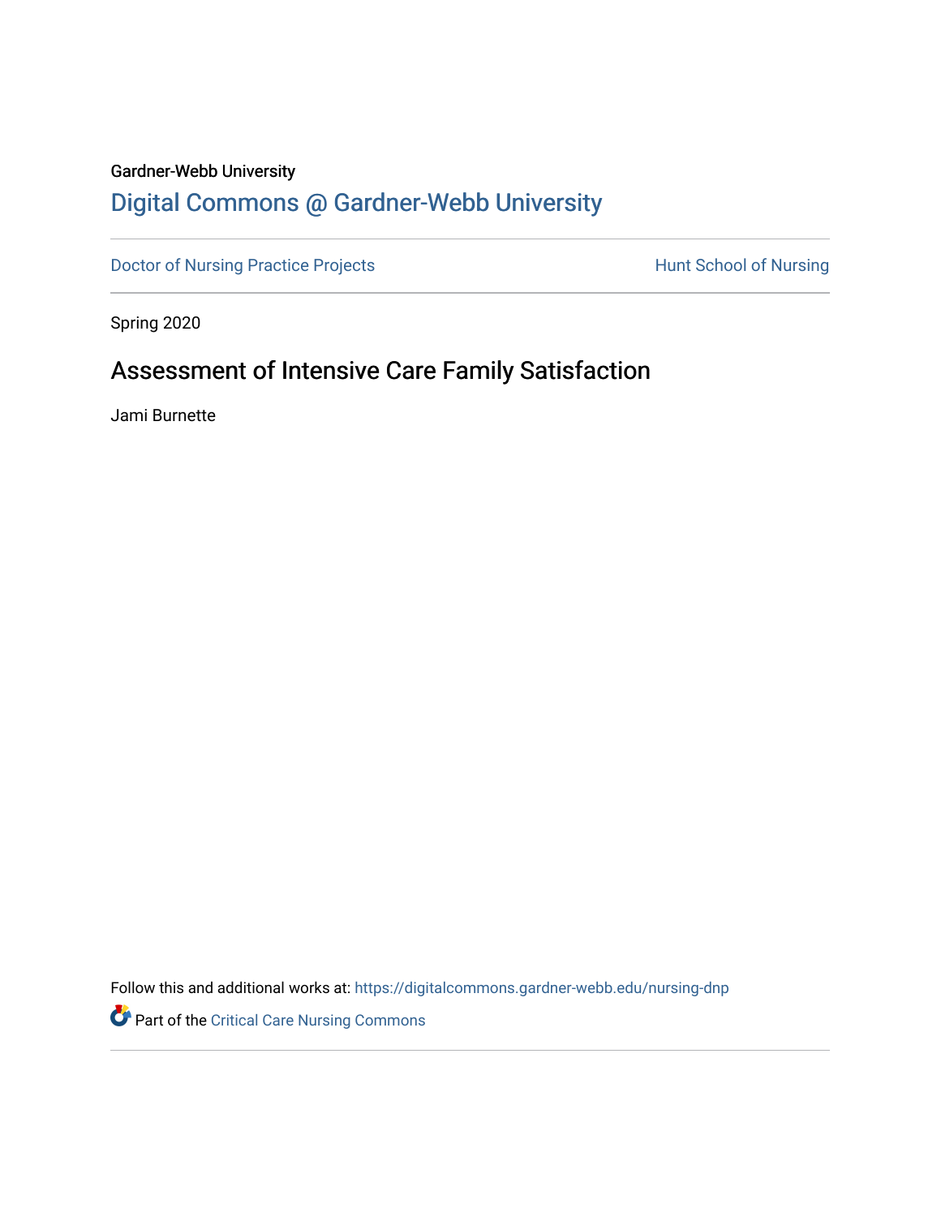Gardner-Webb University

# Digital Commons @ Gardner-Webb University

Doctor of Nursing Practice Projects

Hunt School of Nursing

Spring 2020

## Assessment of Intensive Care Family Satisfaction

Jami Burnette

Follow this and additional works at: https://digitalcommons.gardner-webb.edu/nursing-dnp

Part of the Critical Care Nursing Commons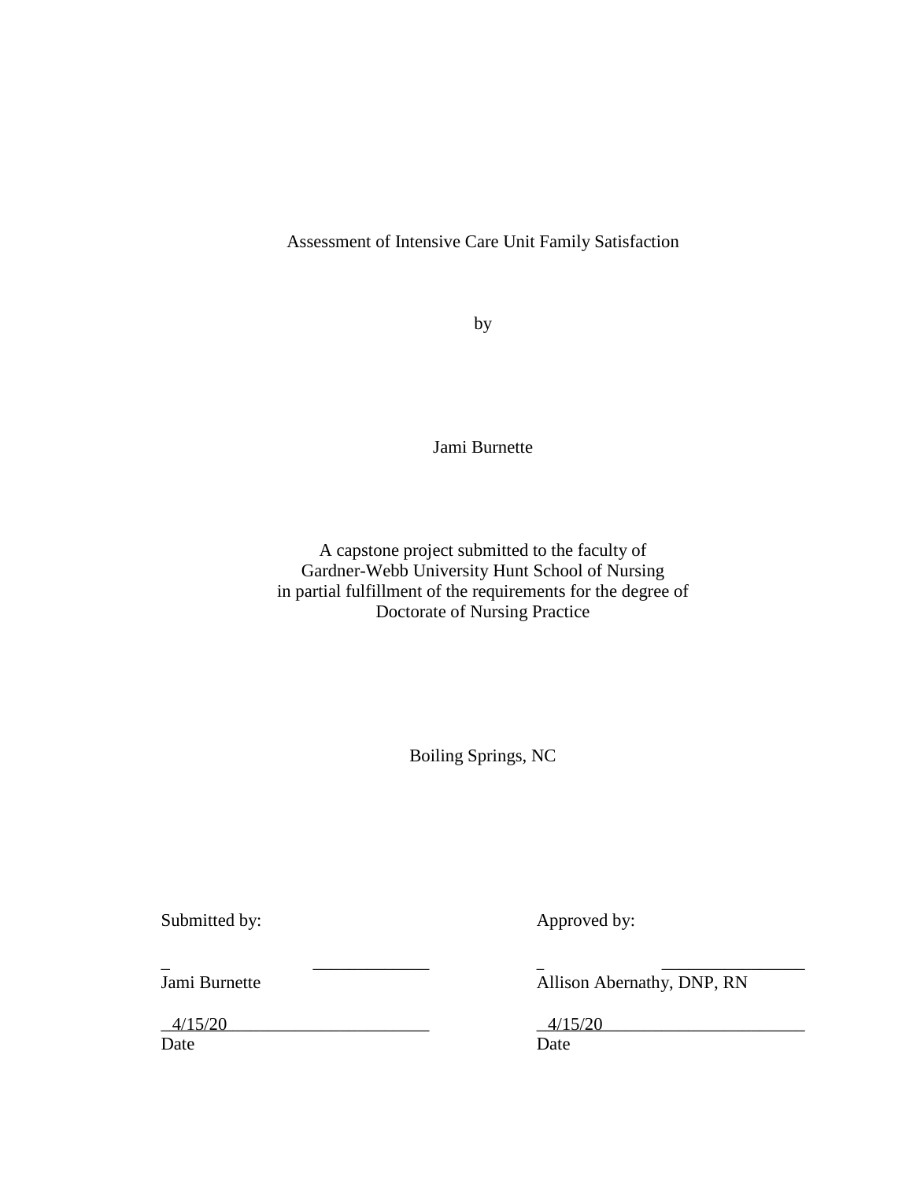Assessment of Intensive Care Unit Family Satisfaction

by

Jami Burnette

A capstone project submitted to the faculty of
Gardner-Webb University Hunt School of Nursing
in partial fulfillment of the requirements for the degree of
Doctorate of Nursing Practice

Boiling Springs, NC

| Submitted by: | Approved by: |
|---|---|
| _ _____________ | _ ________________ |
| Jami Burnette | Allison Abernathy, DNP, RN |
| 4/15/20 | 4/15/20 |
| Date | Date |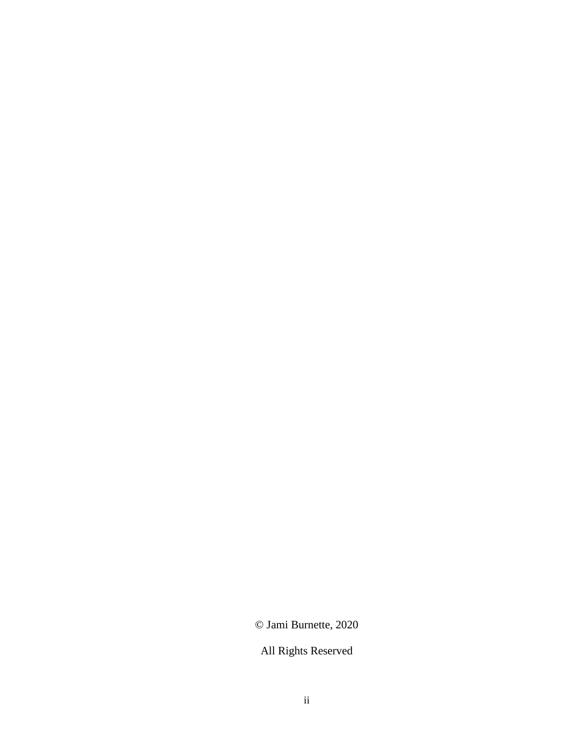© Jami Burnette, 2020

All Rights Reserved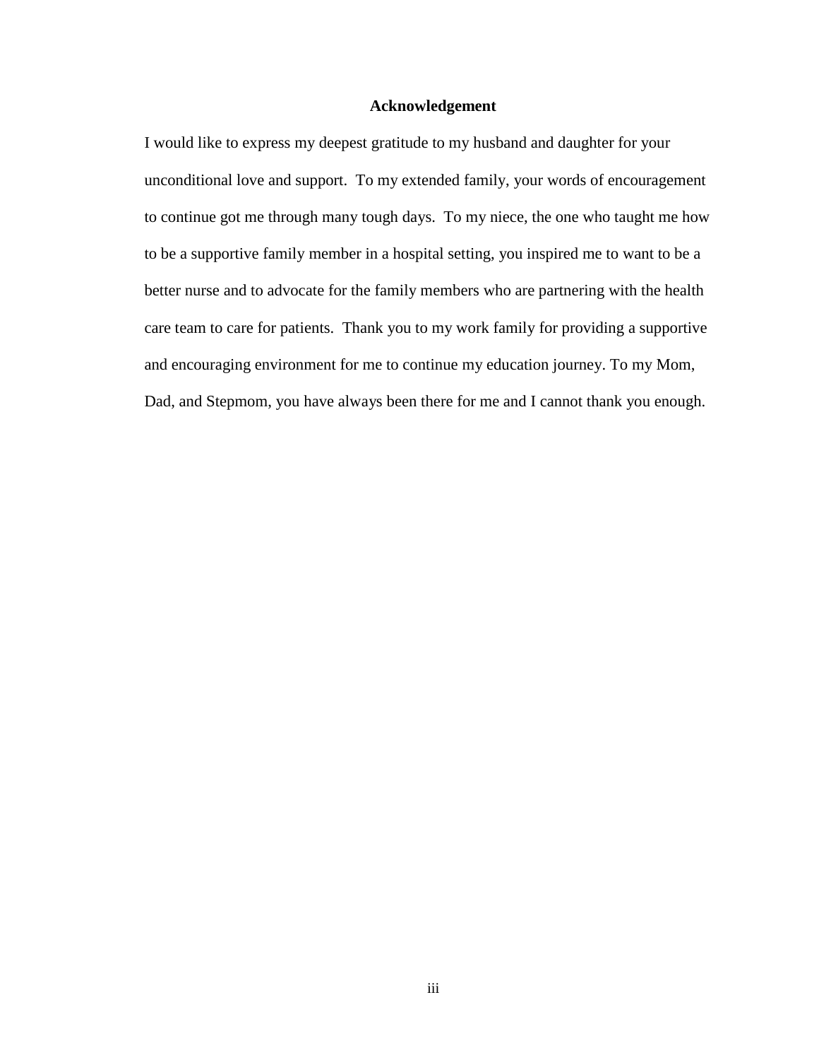# Acknowledgement

I would like to express my deepest gratitude to my husband and daughter for your unconditional love and support. To my extended family, your words of encouragement to continue got me through many tough days. To my niece, the one who taught me how to be a supportive family member in a hospital setting, you inspired me to want to be a better nurse and to advocate for the family members who are partnering with the health care team to care for patients. Thank you to my work family for providing a supportive and encouraging environment for me to continue my education journey. To my Mom, Dad, and Stepmom, you have always been there for me and I cannot thank you enough.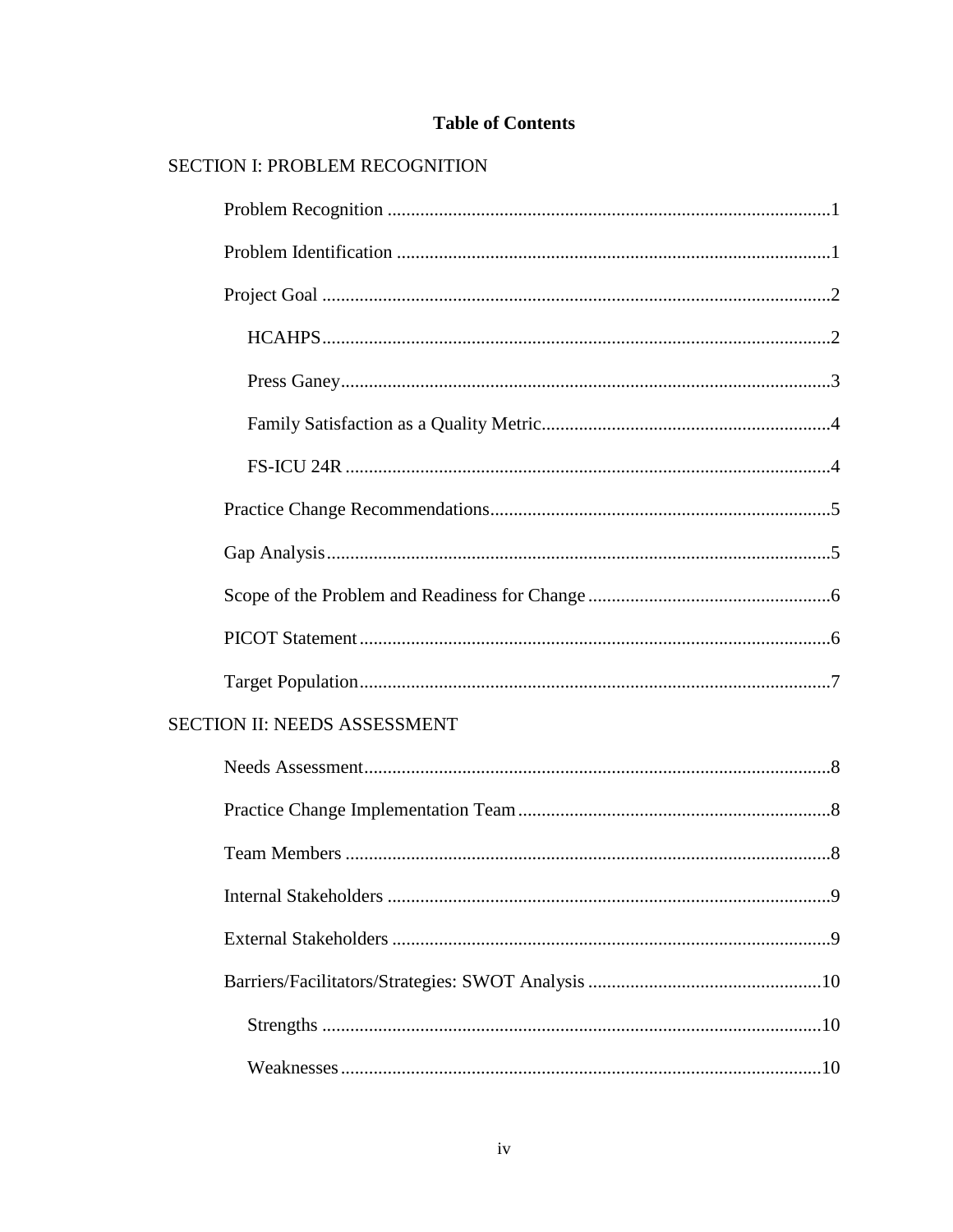# Table of Contents

SECTION I: PROBLEM RECOGNITION

- Problem Recognition ....................................................................................1
- Problem Identification ..................................................................................1
- Project Goal ..................................................................................................2
  - HCAHPS......................................................................................................2
  - Press Ganey...................................................................................................3
  - Family Satisfaction as a Quality Metric.........................................................4
  - FS-ICU 24R ..................................................................................................4
- Practice Change Recommendations.................................................................5
- Gap Analysis...................................................................................................5
- Scope of the Problem and Readiness for Change ............................................6
- PICOT Statement.............................................................................................6
- Target Population.............................................................................................7

SECTION II: NEEDS ASSESSMENT

- Needs Assessment............................................................................................8
- Practice Change Implementation Team ...........................................................8
- Team Members ................................................................................................8
- Internal Stakeholders .......................................................................................9
- External Stakeholders ......................................................................................9
- Barriers/Facilitators/Strategies: SWOT Analysis ...........................................10
  - Strengths ....................................................................................................10
  - Weaknesses.................................................................................................10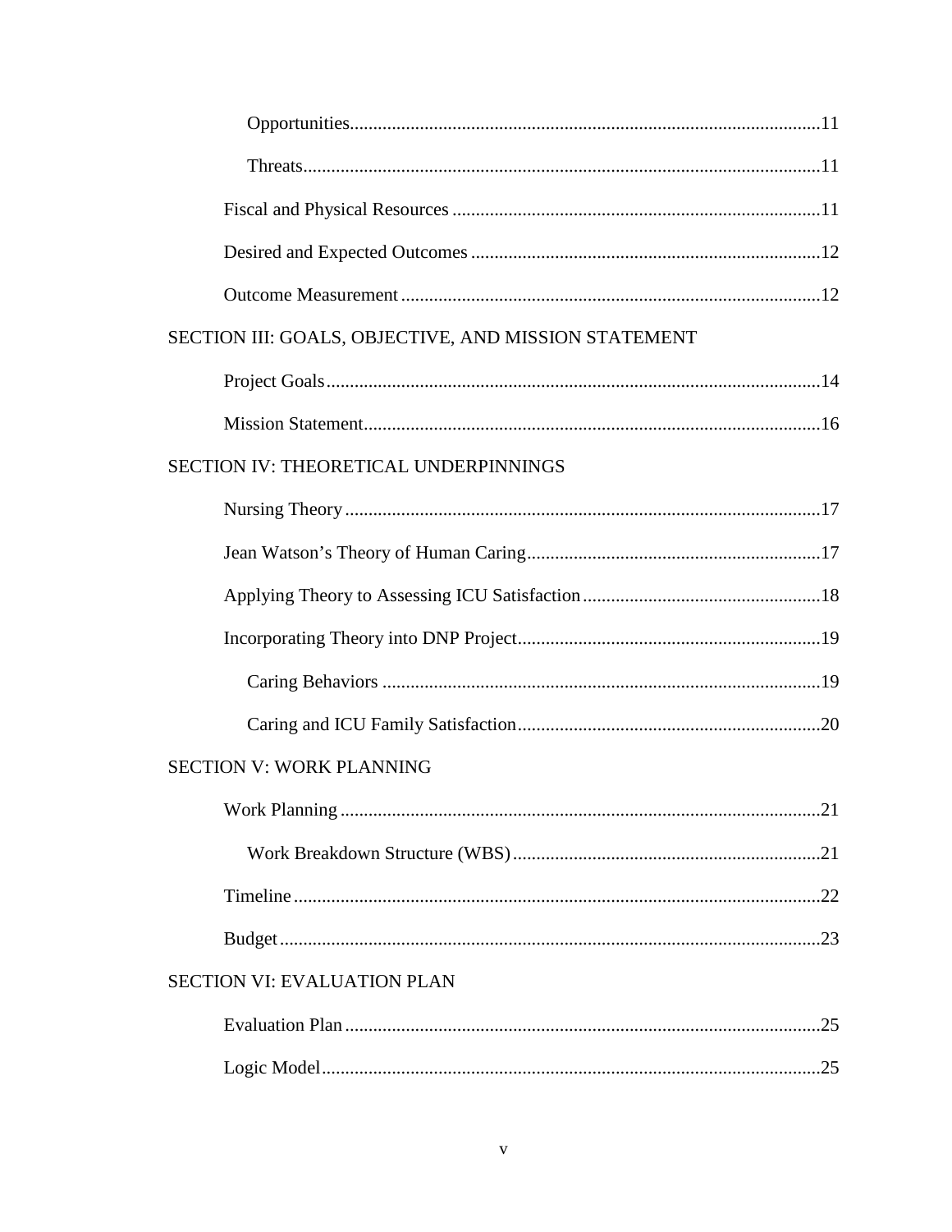Opportunities....................................................................................................11

Threats..............................................................................................................11

Fiscal and Physical Resources ..............................................................................11

Desired and Expected Outcomes ...........................................................................12

Outcome Measurement ..........................................................................................12

SECTION III: GOALS, OBJECTIVE, AND MISSION STATEMENT

Project Goals.........................................................................................................14

Mission Statement.................................................................................................16

SECTION IV: THEORETICAL UNDERPINNINGS

Nursing Theory .....................................................................................................17

Jean Watson's Theory of Human Caring..............................................................17

Applying Theory to Assessing ICU Satisfaction..................................................18

Incorporating Theory into DNP Project................................................................19

Caring Behaviors .............................................................................................19

Caring and ICU Family Satisfaction................................................................20

SECTION V: WORK PLANNING

Work Planning ......................................................................................................21

Work Breakdown Structure (WBS) .................................................................21

Timeline ................................................................................................................22

Budget ...................................................................................................................23

SECTION VI: EVALUATION PLAN

Evaluation Plan .....................................................................................................25

Logic Model..........................................................................................................25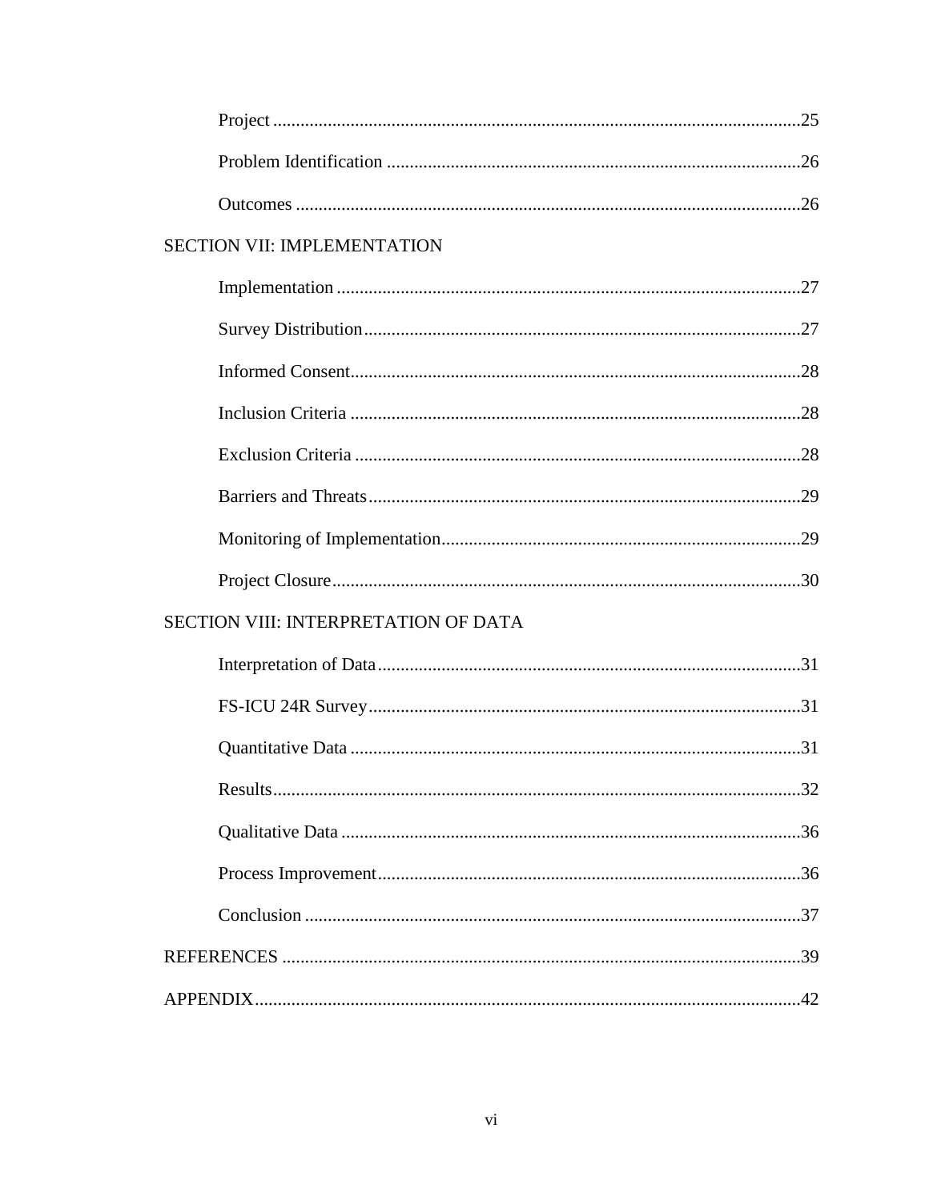Project ........................................................................................................25

Problem Identification ...........................................................................................26

Outcomes ...............................................................................................................26

SECTION VII: IMPLEMENTATION

Implementation ......................................................................................................27

Survey Distribution ................................................................................................27

Informed Consent ...................................................................................................28

Inclusion Criteria ...................................................................................................28

Exclusion Criteria ..................................................................................................28

Barriers and Threats ...............................................................................................29

Monitoring of Implementation ...............................................................................29

Project Closure .......................................................................................................30

SECTION VIII: INTERPRETATION OF DATA

Interpretation of Data .............................................................................................31

FS-ICU 24R Survey ...............................................................................................31

Quantitative Data ...................................................................................................31

Results ....................................................................................................................32

Qualitative Data .....................................................................................................36

Process Improvement .............................................................................................36

Conclusion .............................................................................................................37

REFERENCES ..................................................................................................................39

APPENDIX .......................................................................................................................42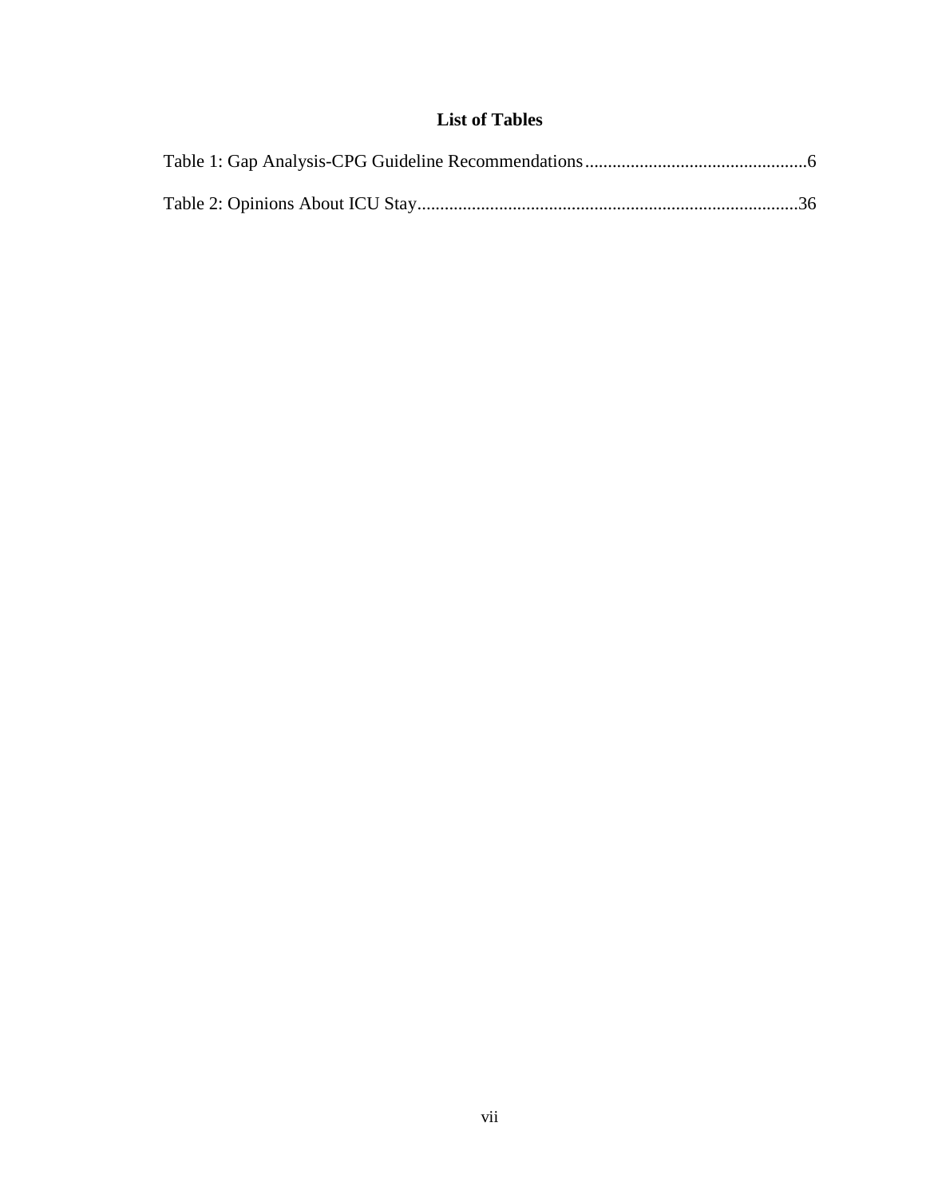## List of Tables

Table 1: Gap Analysis-CPG Guideline Recommendations................................................6

Table 2: Opinions About ICU Stay...................................................................................36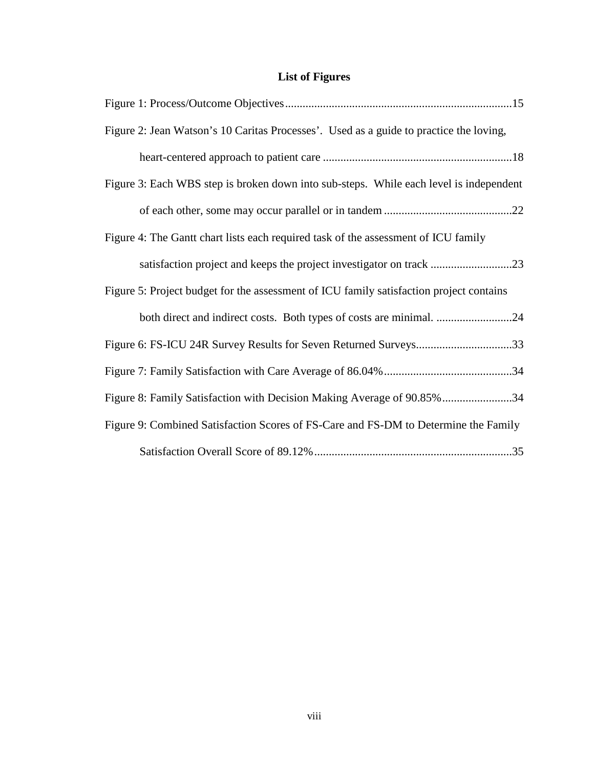## List of Figures

Figure 1: Process/Outcome Objectives..............................................................................15

Figure 2: Jean Watson's 10 Caritas Processes'. Used as a guide to practice the loving, heart-centered approach to patient care ..................................................................18

Figure 3: Each WBS step is broken down into sub-steps. While each level is independent of each other, some may occur parallel or in tandem ............................................22

Figure 4: The Gantt chart lists each required task of the assessment of ICU family satisfaction project and keeps the project investigator on track ............................23

Figure 5: Project budget for the assessment of ICU family satisfaction project contains both direct and indirect costs. Both types of costs are minimal. ..........................24

Figure 6: FS-ICU 24R Survey Results for Seven Returned Surveys.................................33

Figure 7: Family Satisfaction with Care Average of 86.04%............................................34

Figure 8: Family Satisfaction with Decision Making Average of 90.85%........................34

Figure 9: Combined Satisfaction Scores of FS-Care and FS-DM to Determine the Family Satisfaction Overall Score of 89.12%....................................................................35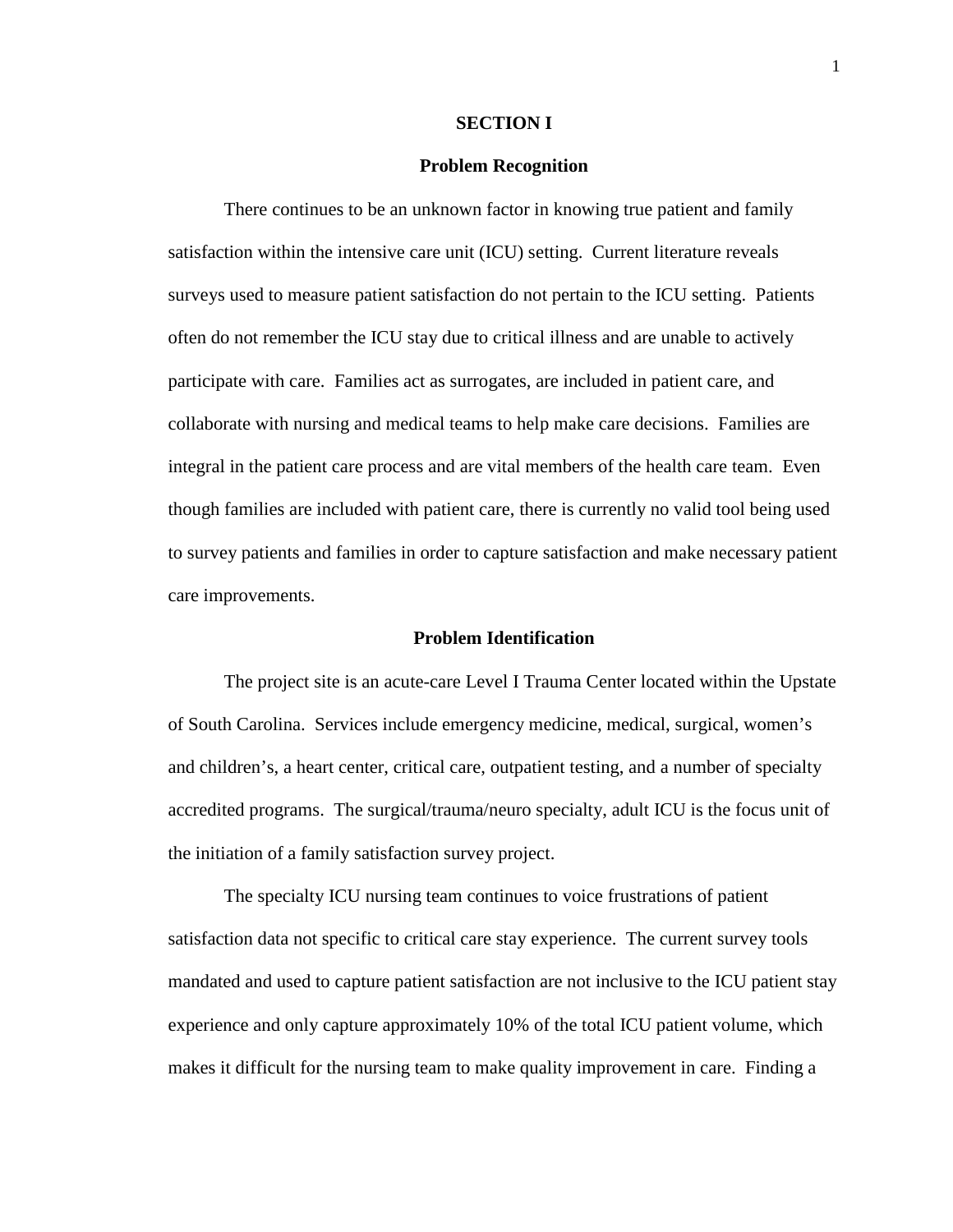# SECTION I

## Problem Recognition

There continues to be an unknown factor in knowing true patient and family satisfaction within the intensive care unit (ICU) setting. Current literature reveals surveys used to measure patient satisfaction do not pertain to the ICU setting. Patients often do not remember the ICU stay due to critical illness and are unable to actively participate with care. Families act as surrogates, are included in patient care, and collaborate with nursing and medical teams to help make care decisions. Families are integral in the patient care process and are vital members of the health care team. Even though families are included with patient care, there is currently no valid tool being used to survey patients and families in order to capture satisfaction and make necessary patient care improvements.

## Problem Identification

The project site is an acute-care Level I Trauma Center located within the Upstate of South Carolina. Services include emergency medicine, medical, surgical, women's and children's, a heart center, critical care, outpatient testing, and a number of specialty accredited programs. The surgical/trauma/neuro specialty, adult ICU is the focus unit of the initiation of a family satisfaction survey project.

The specialty ICU nursing team continues to voice frustrations of patient satisfaction data not specific to critical care stay experience. The current survey tools mandated and used to capture patient satisfaction are not inclusive to the ICU patient stay experience and only capture approximately 10% of the total ICU patient volume, which makes it difficult for the nursing team to make quality improvement in care. Finding a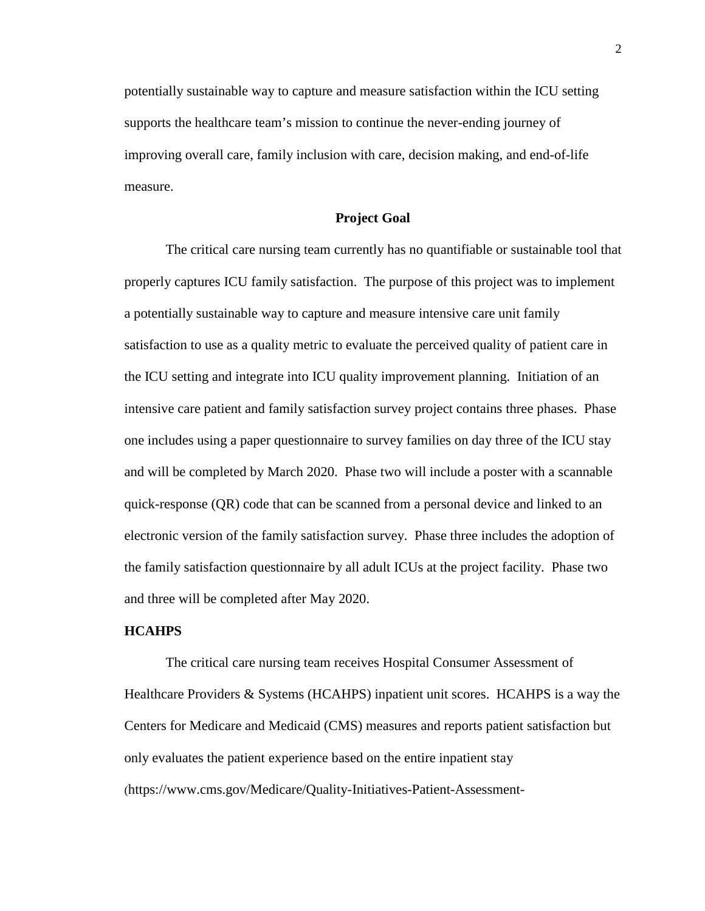potentially sustainable way to capture and measure satisfaction within the ICU setting supports the healthcare team's mission to continue the never-ending journey of improving overall care, family inclusion with care, decision making, and end-of-life measure.

## Project Goal

The critical care nursing team currently has no quantifiable or sustainable tool that properly captures ICU family satisfaction. The purpose of this project was to implement a potentially sustainable way to capture and measure intensive care unit family satisfaction to use as a quality metric to evaluate the perceived quality of patient care in the ICU setting and integrate into ICU quality improvement planning. Initiation of an intensive care patient and family satisfaction survey project contains three phases. Phase one includes using a paper questionnaire to survey families on day three of the ICU stay and will be completed by March 2020. Phase two will include a poster with a scannable quick-response (QR) code that can be scanned from a personal device and linked to an electronic version of the family satisfaction survey. Phase three includes the adoption of the family satisfaction questionnaire by all adult ICUs at the project facility. Phase two and three will be completed after May 2020.

### HCAHPS

The critical care nursing team receives Hospital Consumer Assessment of Healthcare Providers & Systems (HCAHPS) inpatient unit scores. HCAHPS is a way the Centers for Medicare and Medicaid (CMS) measures and reports patient satisfaction but only evaluates the patient experience based on the entire inpatient stay (https://www.cms.gov/Medicare/Quality-Initiatives-Patient-Assessment-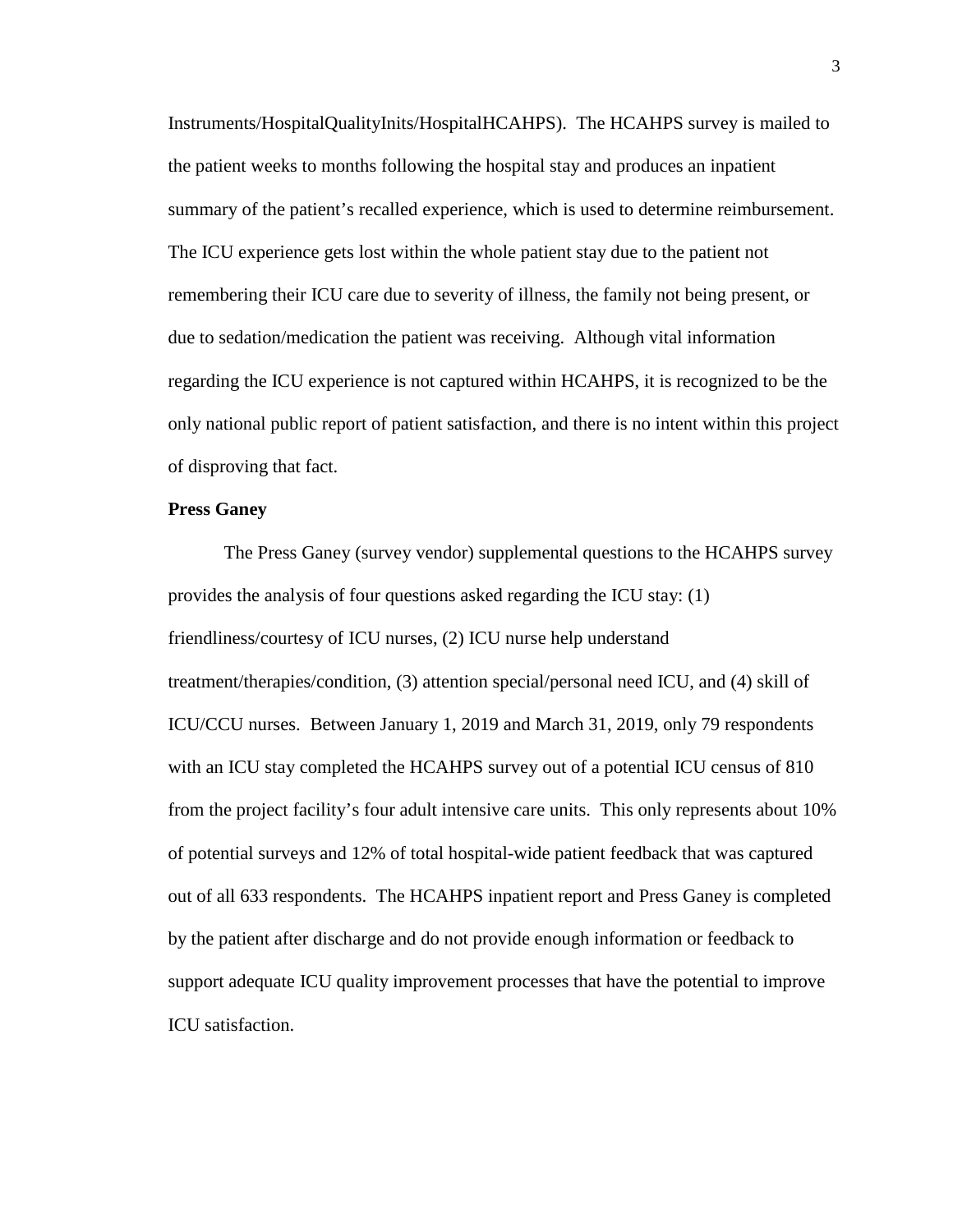Instruments/HospitalQualityInits/HospitalHCAHPS). The HCAHPS survey is mailed to the patient weeks to months following the hospital stay and produces an inpatient summary of the patient's recalled experience, which is used to determine reimbursement. The ICU experience gets lost within the whole patient stay due to the patient not remembering their ICU care due to severity of illness, the family not being present, or due to sedation/medication the patient was receiving. Although vital information regarding the ICU experience is not captured within HCAHPS, it is recognized to be the only national public report of patient satisfaction, and there is no intent within this project of disproving that fact.

**Press Ganey**

The Press Ganey (survey vendor) supplemental questions to the HCAHPS survey provides the analysis of four questions asked regarding the ICU stay: (1) friendliness/courtesy of ICU nurses, (2) ICU nurse help understand treatment/therapies/condition, (3) attention special/personal need ICU, and (4) skill of ICU/CCU nurses. Between January 1, 2019 and March 31, 2019, only 79 respondents with an ICU stay completed the HCAHPS survey out of a potential ICU census of 810 from the project facility's four adult intensive care units. This only represents about 10% of potential surveys and 12% of total hospital-wide patient feedback that was captured out of all 633 respondents. The HCAHPS inpatient report and Press Ganey is completed by the patient after discharge and do not provide enough information or feedback to support adequate ICU quality improvement processes that have the potential to improve ICU satisfaction.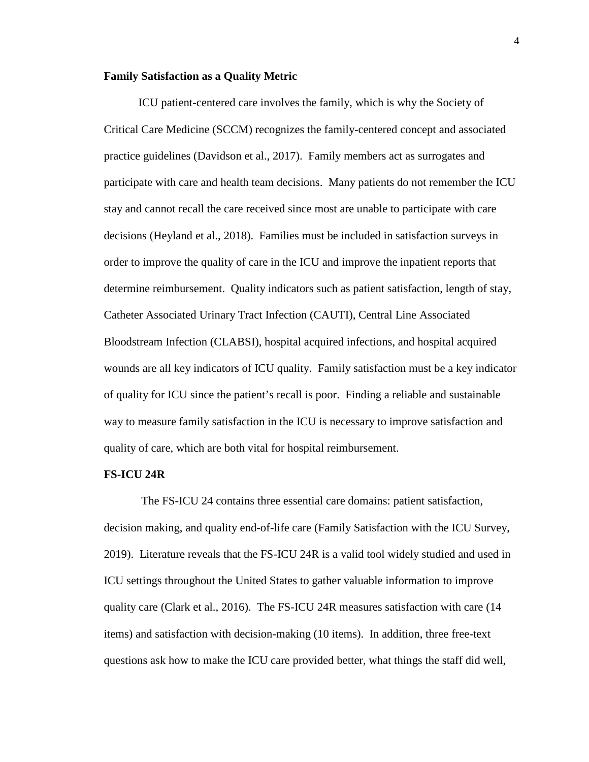**Family Satisfaction as a Quality Metric**

ICU patient-centered care involves the family, which is why the Society of Critical Care Medicine (SCCM) recognizes the family-centered concept and associated practice guidelines (Davidson et al., 2017). Family members act as surrogates and participate with care and health team decisions. Many patients do not remember the ICU stay and cannot recall the care received since most are unable to participate with care decisions (Heyland et al., 2018). Families must be included in satisfaction surveys in order to improve the quality of care in the ICU and improve the inpatient reports that determine reimbursement. Quality indicators such as patient satisfaction, length of stay, Catheter Associated Urinary Tract Infection (CAUTI), Central Line Associated Bloodstream Infection (CLABSI), hospital acquired infections, and hospital acquired wounds are all key indicators of ICU quality. Family satisfaction must be a key indicator of quality for ICU since the patient's recall is poor. Finding a reliable and sustainable way to measure family satisfaction in the ICU is necessary to improve satisfaction and quality of care, which are both vital for hospital reimbursement.

**FS-ICU 24R**

The FS-ICU 24 contains three essential care domains: patient satisfaction, decision making, and quality end-of-life care (Family Satisfaction with the ICU Survey, 2019). Literature reveals that the FS-ICU 24R is a valid tool widely studied and used in ICU settings throughout the United States to gather valuable information to improve quality care (Clark et al., 2016). The FS-ICU 24R measures satisfaction with care (14 items) and satisfaction with decision-making (10 items). In addition, three free-text questions ask how to make the ICU care provided better, what things the staff did well,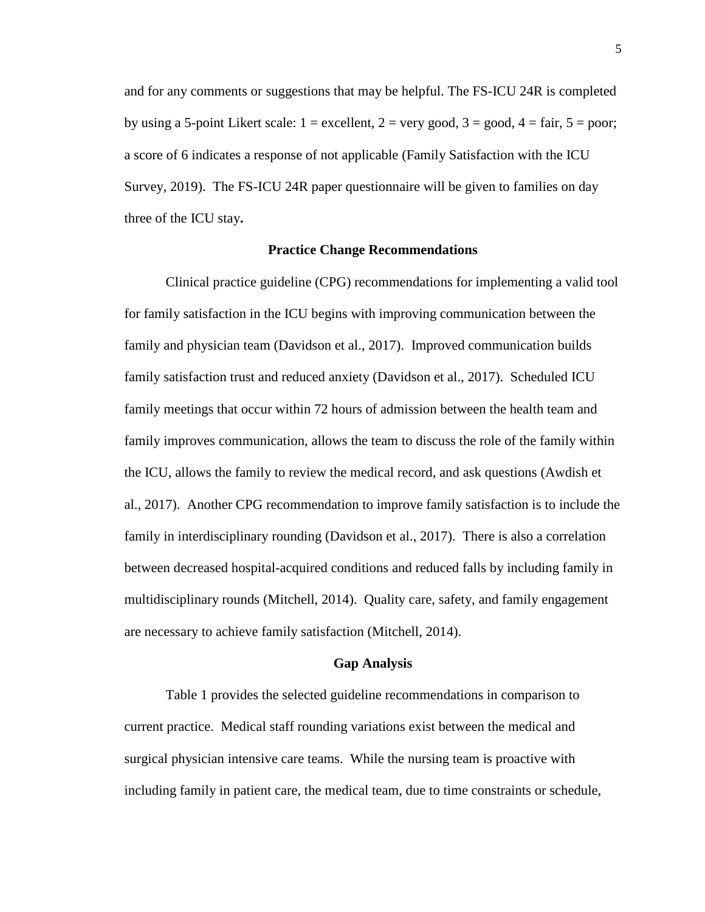and for any comments or suggestions that may be helpful. The FS-ICU 24R is completed by using a 5-point Likert scale: 1 = excellent, 2 = very good, 3 = good, 4 = fair, 5 = poor; a score of 6 indicates a response of not applicable (Family Satisfaction with the ICU Survey, 2019). The FS-ICU 24R paper questionnaire will be given to families on day three of the ICU stay**.**

## Practice Change Recommendations

Clinical practice guideline (CPG) recommendations for implementing a valid tool for family satisfaction in the ICU begins with improving communication between the family and physician team (Davidson et al., 2017). Improved communication builds family satisfaction trust and reduced anxiety (Davidson et al., 2017). Scheduled ICU family meetings that occur within 72 hours of admission between the health team and family improves communication, allows the team to discuss the role of the family within the ICU, allows the family to review the medical record, and ask questions (Awdish et al., 2017). Another CPG recommendation to improve family satisfaction is to include the family in interdisciplinary rounding (Davidson et al., 2017). There is also a correlation between decreased hospital-acquired conditions and reduced falls by including family in multidisciplinary rounds (Mitchell, 2014). Quality care, safety, and family engagement are necessary to achieve family satisfaction (Mitchell, 2014).

## Gap Analysis

Table 1 provides the selected guideline recommendations in comparison to current practice. Medical staff rounding variations exist between the medical and surgical physician intensive care teams. While the nursing team is proactive with including family in patient care, the medical team, due to time constraints or schedule,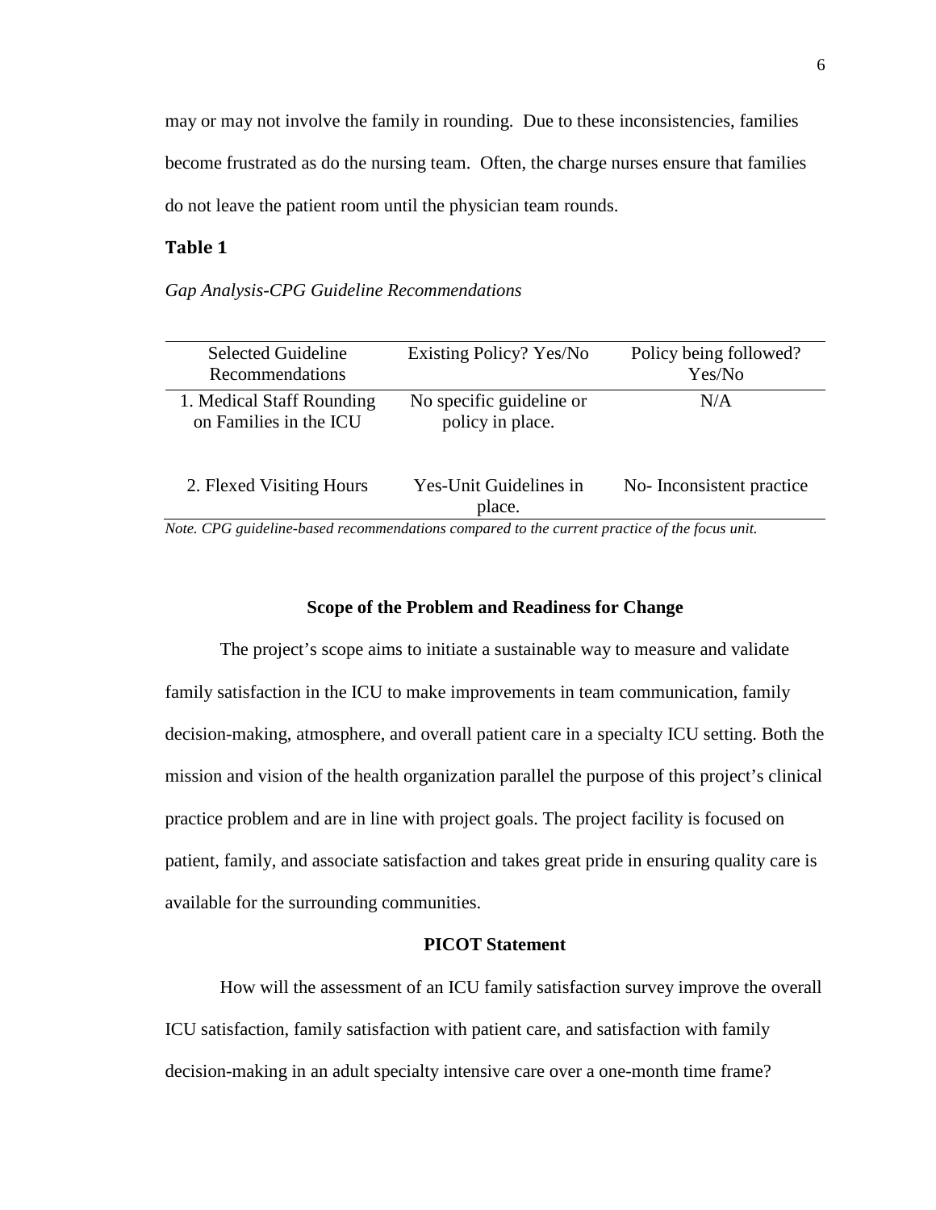may or may not involve the family in rounding. Due to these inconsistencies, families become frustrated as do the nursing team. Often, the charge nurses ensure that families do not leave the patient room until the physician team rounds.

**Table 1**

*Gap Analysis-CPG Guideline Recommendations*

| Selected Guideline Recommendations | Existing Policy? Yes/No | Policy being followed? Yes/No |
|---|---|---|
| 1. Medical Staff Rounding on Families in the ICU | No specific guideline or policy in place. | N/A |
| 2. Flexed Visiting Hours | Yes-Unit Guidelines in place. | No- Inconsistent practice |

*Note. CPG guideline-based recommendations compared to the current practice of the focus unit.*

## Scope of the Problem and Readiness for Change

The project's scope aims to initiate a sustainable way to measure and validate family satisfaction in the ICU to make improvements in team communication, family decision-making, atmosphere, and overall patient care in a specialty ICU setting. Both the mission and vision of the health organization parallel the purpose of this project's clinical practice problem and are in line with project goals. The project facility is focused on patient, family, and associate satisfaction and takes great pride in ensuring quality care is available for the surrounding communities.

## PICOT Statement

How will the assessment of an ICU family satisfaction survey improve the overall ICU satisfaction, family satisfaction with patient care, and satisfaction with family decision-making in an adult specialty intensive care over a one-month time frame?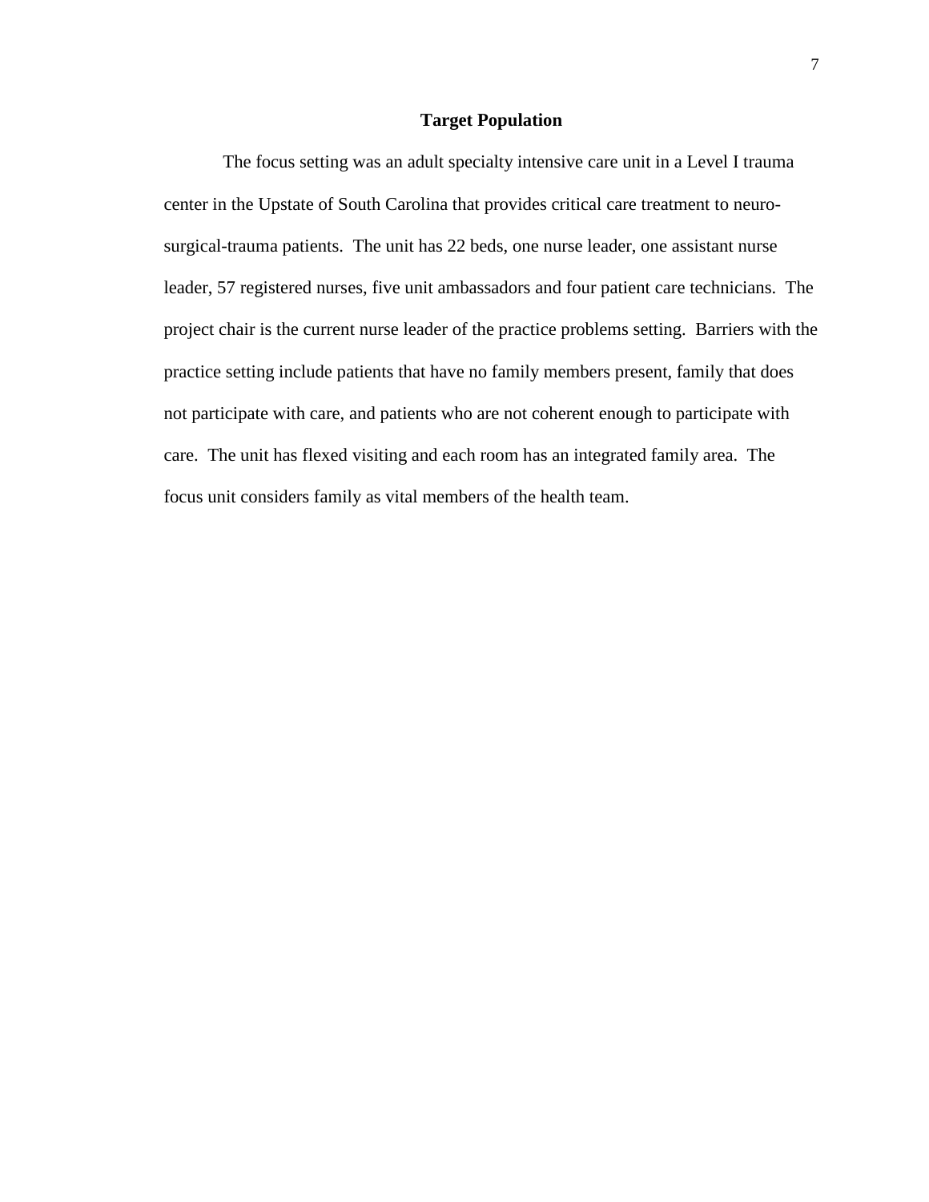## Target Population

The focus setting was an adult specialty intensive care unit in a Level I trauma center in the Upstate of South Carolina that provides critical care treatment to neuro-surgical-trauma patients. The unit has 22 beds, one nurse leader, one assistant nurse leader, 57 registered nurses, five unit ambassadors and four patient care technicians. The project chair is the current nurse leader of the practice problems setting. Barriers with the practice setting include patients that have no family members present, family that does not participate with care, and patients who are not coherent enough to participate with care. The unit has flexed visiting and each room has an integrated family area. The focus unit considers family as vital members of the health team.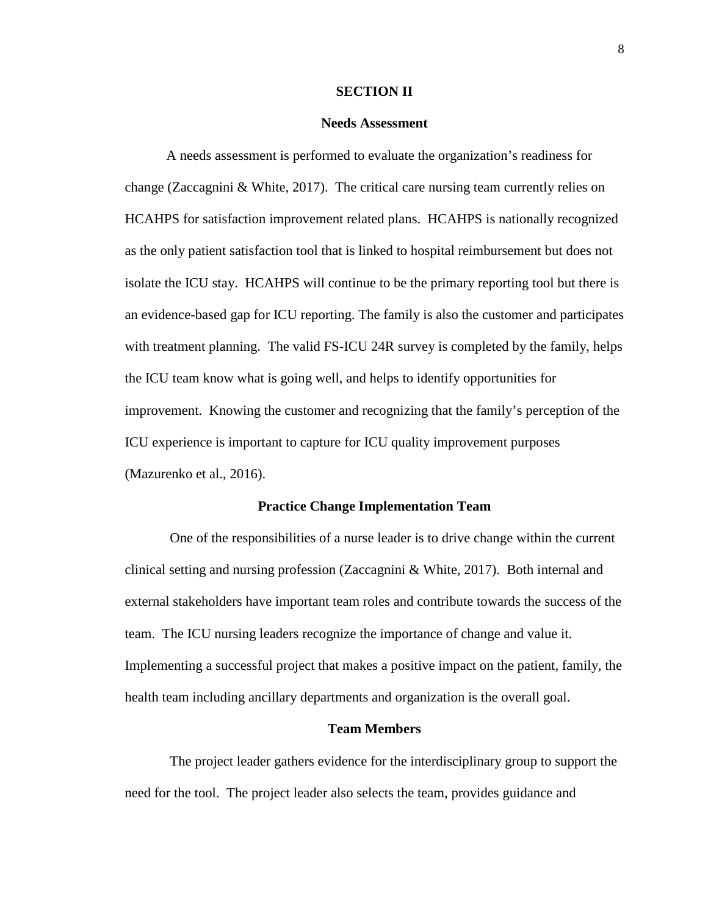## SECTION II

### Needs Assessment

A needs assessment is performed to evaluate the organization's readiness for change (Zaccagnini & White, 2017). The critical care nursing team currently relies on HCAHPS for satisfaction improvement related plans. HCAHPS is nationally recognized as the only patient satisfaction tool that is linked to hospital reimbursement but does not isolate the ICU stay. HCAHPS will continue to be the primary reporting tool but there is an evidence-based gap for ICU reporting. The family is also the customer and participates with treatment planning. The valid FS-ICU 24R survey is completed by the family, helps the ICU team know what is going well, and helps to identify opportunities for improvement. Knowing the customer and recognizing that the family's perception of the ICU experience is important to capture for ICU quality improvement purposes (Mazurenko et al., 2016).

### Practice Change Implementation Team

One of the responsibilities of a nurse leader is to drive change within the current clinical setting and nursing profession (Zaccagnini & White, 2017). Both internal and external stakeholders have important team roles and contribute towards the success of the team. The ICU nursing leaders recognize the importance of change and value it. Implementing a successful project that makes a positive impact on the patient, family, the health team including ancillary departments and organization is the overall goal.

### Team Members

The project leader gathers evidence for the interdisciplinary group to support the need for the tool. The project leader also selects the team, provides guidance and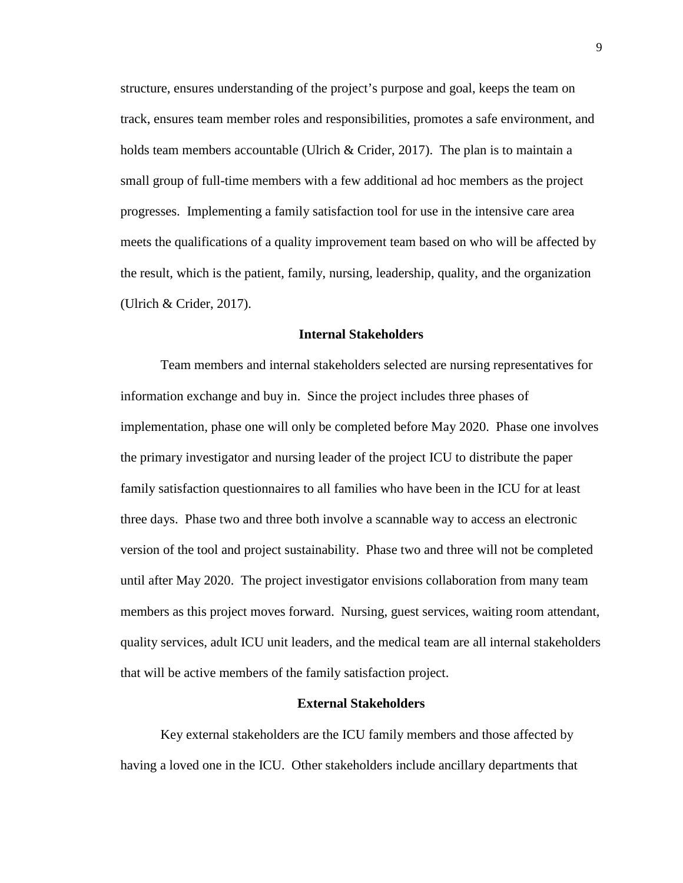structure, ensures understanding of the project's purpose and goal, keeps the team on track, ensures team member roles and responsibilities, promotes a safe environment, and holds team members accountable (Ulrich & Crider, 2017). The plan is to maintain a small group of full-time members with a few additional ad hoc members as the project progresses. Implementing a family satisfaction tool for use in the intensive care area meets the qualifications of a quality improvement team based on who will be affected by the result, which is the patient, family, nursing, leadership, quality, and the organization (Ulrich & Crider, 2017).

## Internal Stakeholders

Team members and internal stakeholders selected are nursing representatives for information exchange and buy in. Since the project includes three phases of implementation, phase one will only be completed before May 2020. Phase one involves the primary investigator and nursing leader of the project ICU to distribute the paper family satisfaction questionnaires to all families who have been in the ICU for at least three days. Phase two and three both involve a scannable way to access an electronic version of the tool and project sustainability. Phase two and three will not be completed until after May 2020. The project investigator envisions collaboration from many team members as this project moves forward. Nursing, guest services, waiting room attendant, quality services, adult ICU unit leaders, and the medical team are all internal stakeholders that will be active members of the family satisfaction project.

## External Stakeholders

Key external stakeholders are the ICU family members and those affected by having a loved one in the ICU. Other stakeholders include ancillary departments that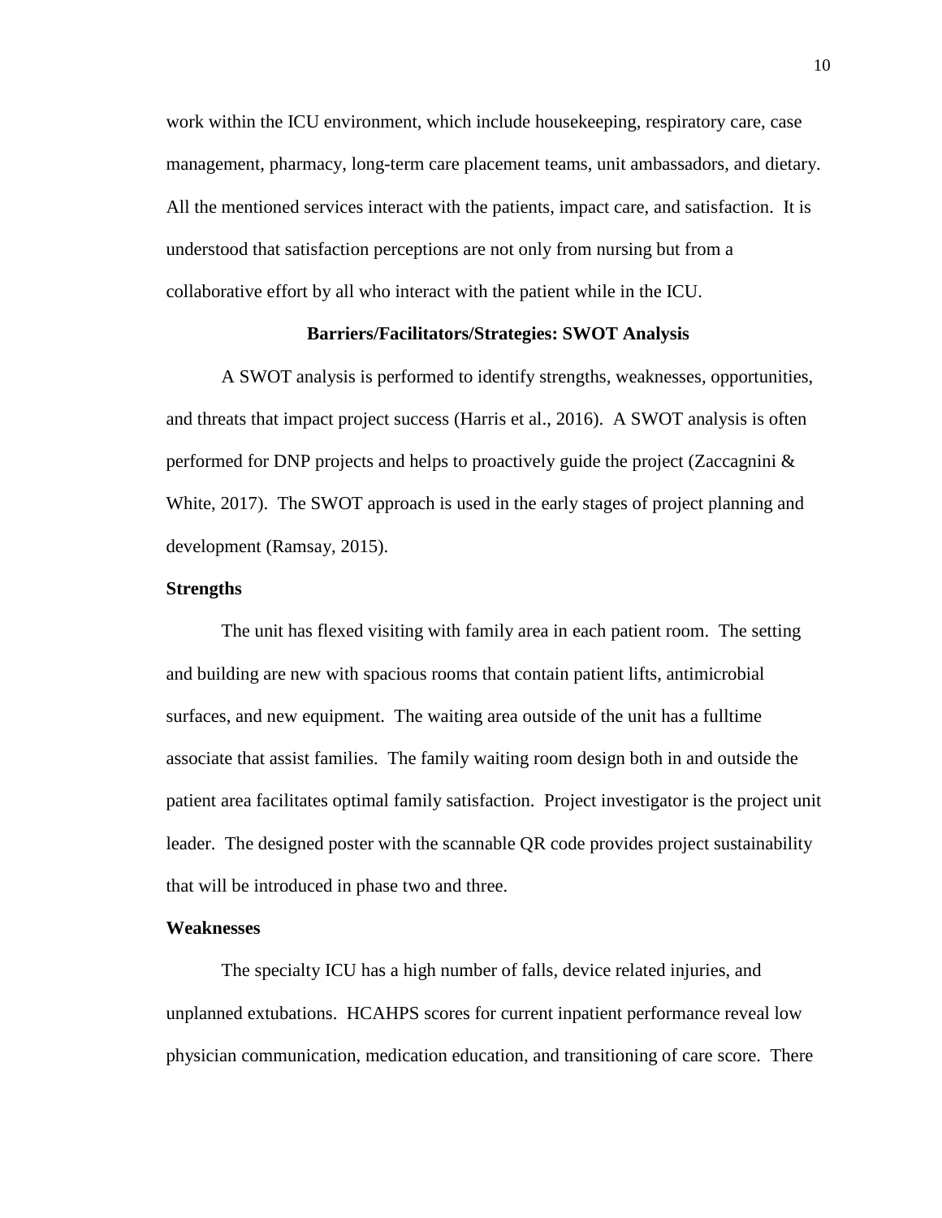work within the ICU environment, which include housekeeping, respiratory care, case management, pharmacy, long-term care placement teams, unit ambassadors, and dietary. All the mentioned services interact with the patients, impact care, and satisfaction. It is understood that satisfaction perceptions are not only from nursing but from a collaborative effort by all who interact with the patient while in the ICU.

## Barriers/Facilitators/Strategies: SWOT Analysis

A SWOT analysis is performed to identify strengths, weaknesses, opportunities, and threats that impact project success (Harris et al., 2016). A SWOT analysis is often performed for DNP projects and helps to proactively guide the project (Zaccagnini & White, 2017). The SWOT approach is used in the early stages of project planning and development (Ramsay, 2015).

### Strengths

The unit has flexed visiting with family area in each patient room. The setting and building are new with spacious rooms that contain patient lifts, antimicrobial surfaces, and new equipment. The waiting area outside of the unit has a fulltime associate that assist families. The family waiting room design both in and outside the patient area facilitates optimal family satisfaction. Project investigator is the project unit leader. The designed poster with the scannable QR code provides project sustainability that will be introduced in phase two and three.

### Weaknesses

The specialty ICU has a high number of falls, device related injuries, and unplanned extubations. HCAHPS scores for current inpatient performance reveal low physician communication, medication education, and transitioning of care score. There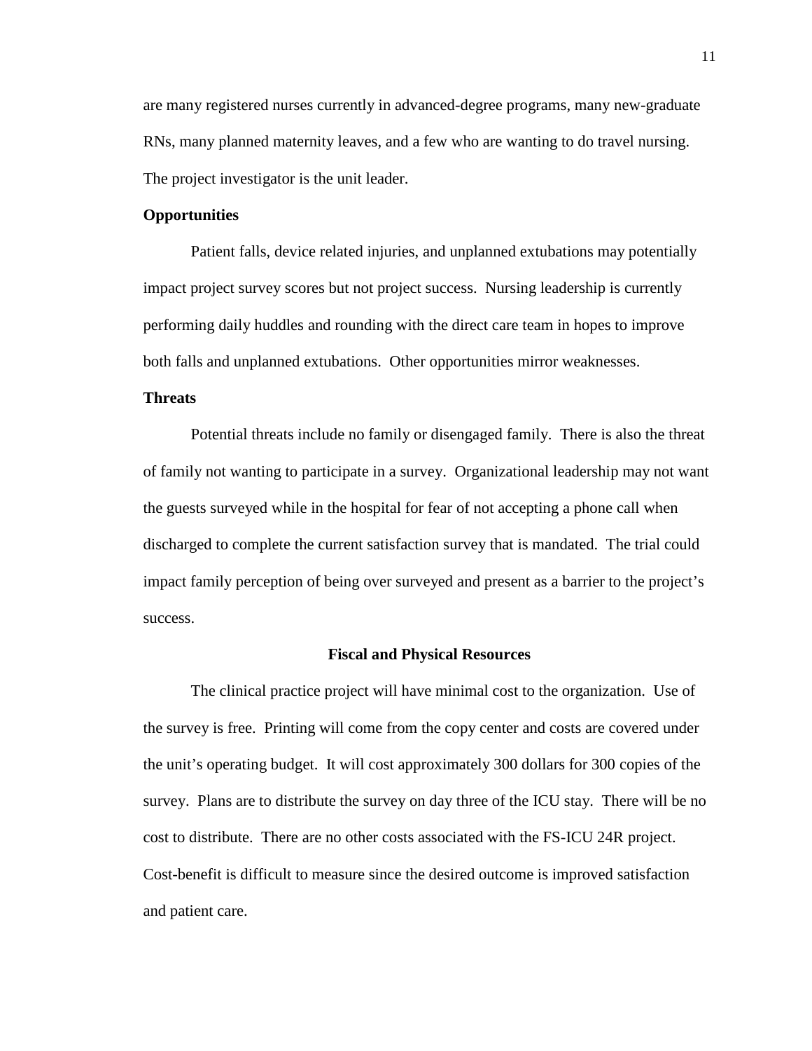are many registered nurses currently in advanced-degree programs, many new-graduate RNs, many planned maternity leaves, and a few who are wanting to do travel nursing. The project investigator is the unit leader.

### Opportunities

Patient falls, device related injuries, and unplanned extubations may potentially impact project survey scores but not project success. Nursing leadership is currently performing daily huddles and rounding with the direct care team in hopes to improve both falls and unplanned extubations. Other opportunities mirror weaknesses.

### Threats

Potential threats include no family or disengaged family. There is also the threat of family not wanting to participate in a survey. Organizational leadership may not want the guests surveyed while in the hospital for fear of not accepting a phone call when discharged to complete the current satisfaction survey that is mandated. The trial could impact family perception of being over surveyed and present as a barrier to the project's success.

## Fiscal and Physical Resources

The clinical practice project will have minimal cost to the organization. Use of the survey is free. Printing will come from the copy center and costs are covered under the unit's operating budget. It will cost approximately 300 dollars for 300 copies of the survey. Plans are to distribute the survey on day three of the ICU stay. There will be no cost to distribute. There are no other costs associated with the FS-ICU 24R project. Cost-benefit is difficult to measure since the desired outcome is improved satisfaction and patient care.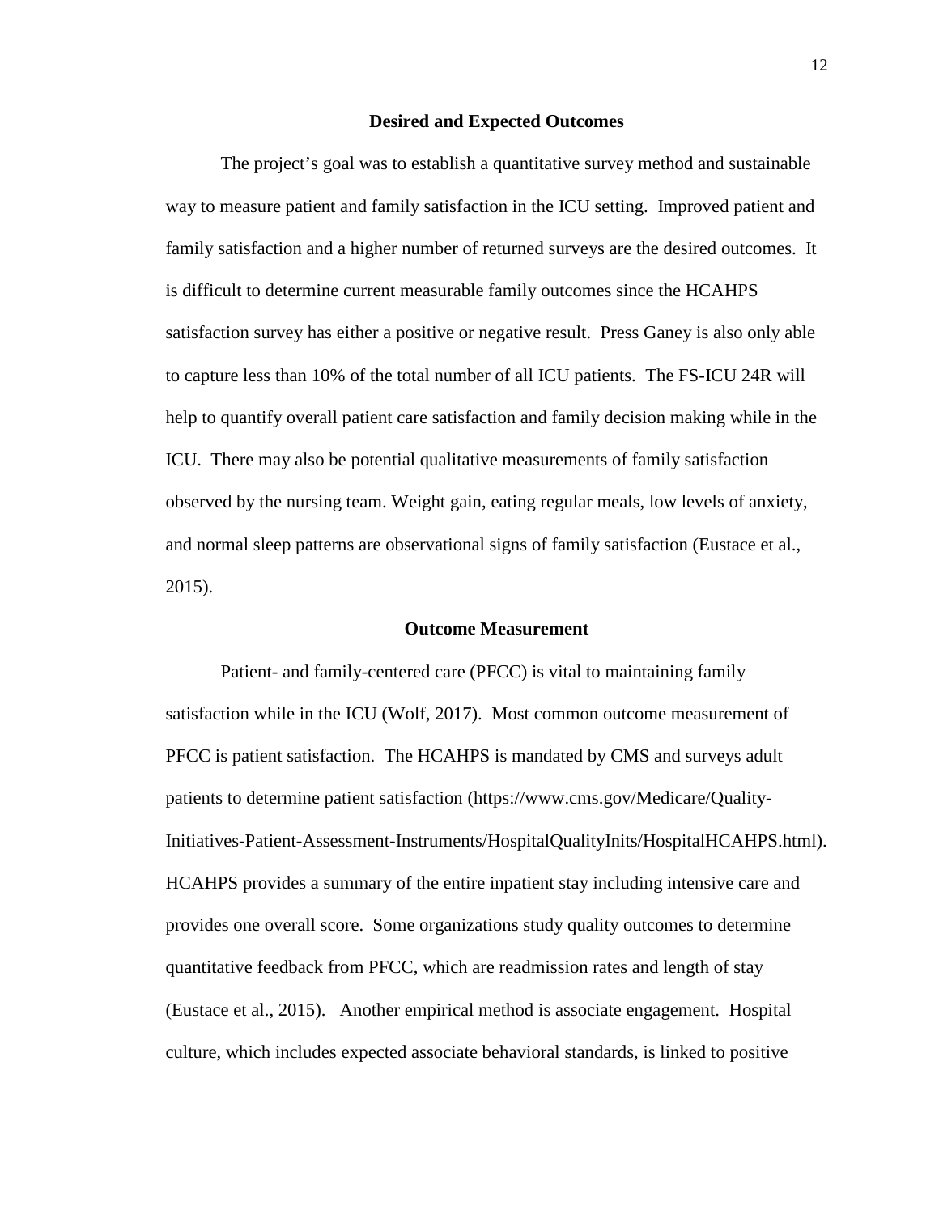## Desired and Expected Outcomes

The project's goal was to establish a quantitative survey method and sustainable way to measure patient and family satisfaction in the ICU setting. Improved patient and family satisfaction and a higher number of returned surveys are the desired outcomes. It is difficult to determine current measurable family outcomes since the HCAHPS satisfaction survey has either a positive or negative result. Press Ganey is also only able to capture less than 10% of the total number of all ICU patients. The FS-ICU 24R will help to quantify overall patient care satisfaction and family decision making while in the ICU. There may also be potential qualitative measurements of family satisfaction observed by the nursing team. Weight gain, eating regular meals, low levels of anxiety, and normal sleep patterns are observational signs of family satisfaction (Eustace et al., 2015).

## Outcome Measurement

Patient- and family-centered care (PFCC) is vital to maintaining family satisfaction while in the ICU (Wolf, 2017). Most common outcome measurement of PFCC is patient satisfaction. The HCAHPS is mandated by CMS and surveys adult patients to determine patient satisfaction (https://www.cms.gov/Medicare/Quality-Initiatives-Patient-Assessment-Instruments/HospitalQualityInits/HospitalHCAHPS.html). HCAHPS provides a summary of the entire inpatient stay including intensive care and provides one overall score. Some organizations study quality outcomes to determine quantitative feedback from PFCC, which are readmission rates and length of stay (Eustace et al., 2015). Another empirical method is associate engagement. Hospital culture, which includes expected associate behavioral standards, is linked to positive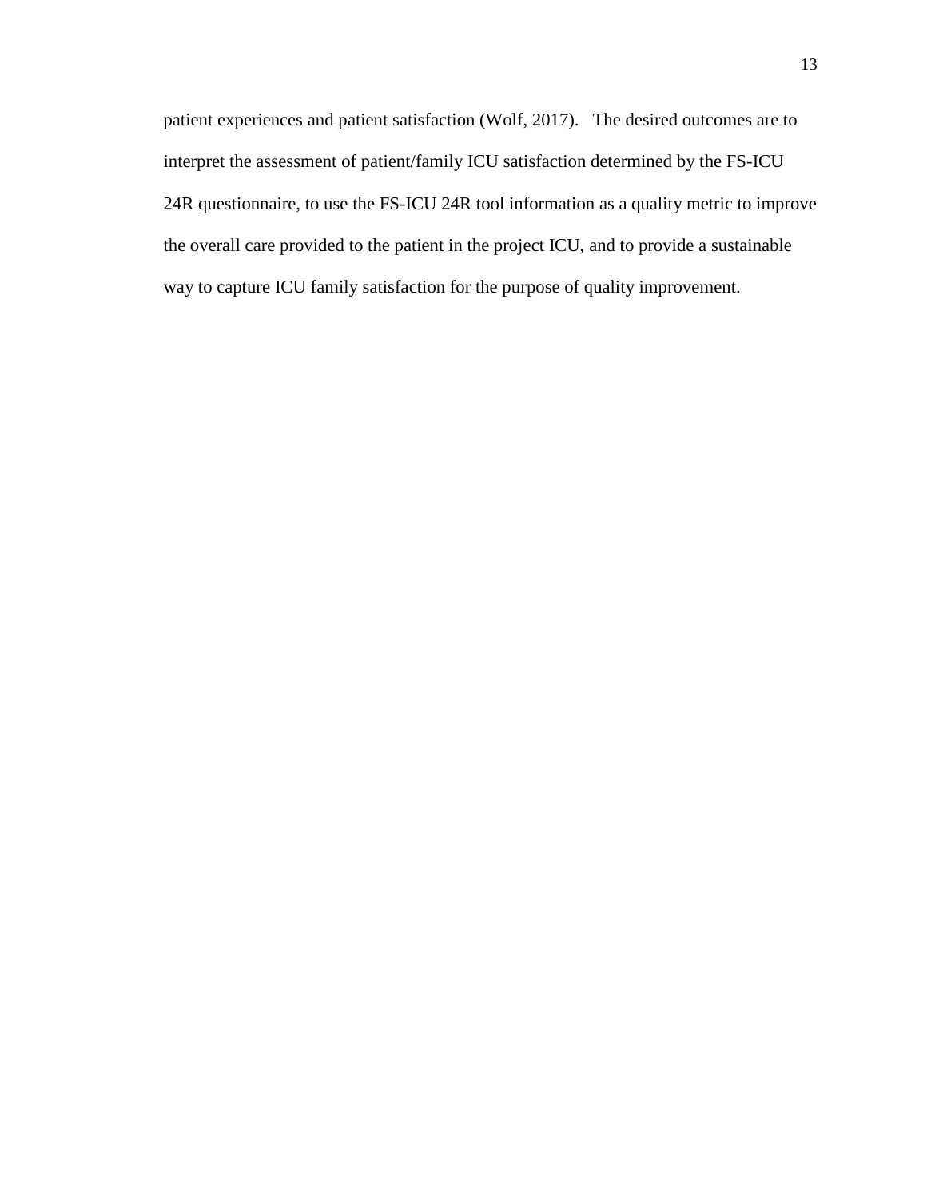patient experiences and patient satisfaction (Wolf, 2017). The desired outcomes are to interpret the assessment of patient/family ICU satisfaction determined by the FS-ICU 24R questionnaire, to use the FS-ICU 24R tool information as a quality metric to improve the overall care provided to the patient in the project ICU, and to provide a sustainable way to capture ICU family satisfaction for the purpose of quality improvement.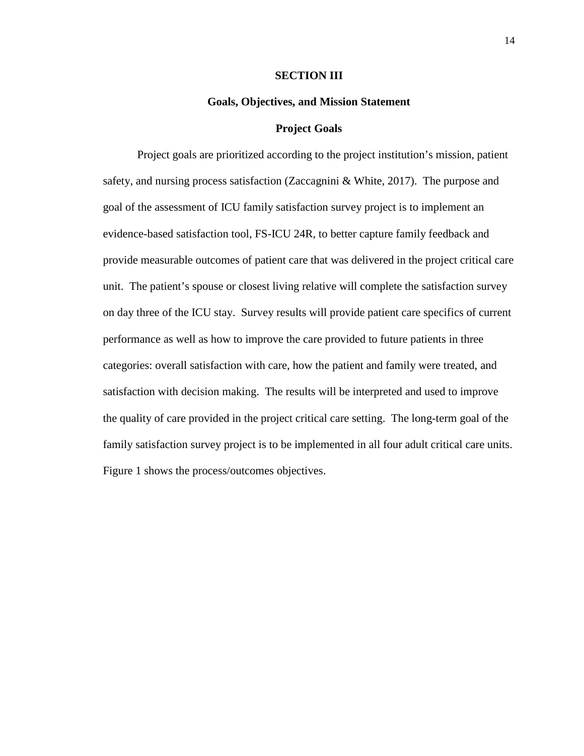# SECTION III

## Goals, Objectives, and Mission Statement

### Project Goals

Project goals are prioritized according to the project institution's mission, patient safety, and nursing process satisfaction (Zaccagnini & White, 2017). The purpose and goal of the assessment of ICU family satisfaction survey project is to implement an evidence-based satisfaction tool, FS-ICU 24R, to better capture family feedback and provide measurable outcomes of patient care that was delivered in the project critical care unit. The patient's spouse or closest living relative will complete the satisfaction survey on day three of the ICU stay. Survey results will provide patient care specifics of current performance as well as how to improve the care provided to future patients in three categories: overall satisfaction with care, how the patient and family were treated, and satisfaction with decision making. The results will be interpreted and used to improve the quality of care provided in the project critical care setting. The long-term goal of the family satisfaction survey project is to be implemented in all four adult critical care units. Figure 1 shows the process/outcomes objectives.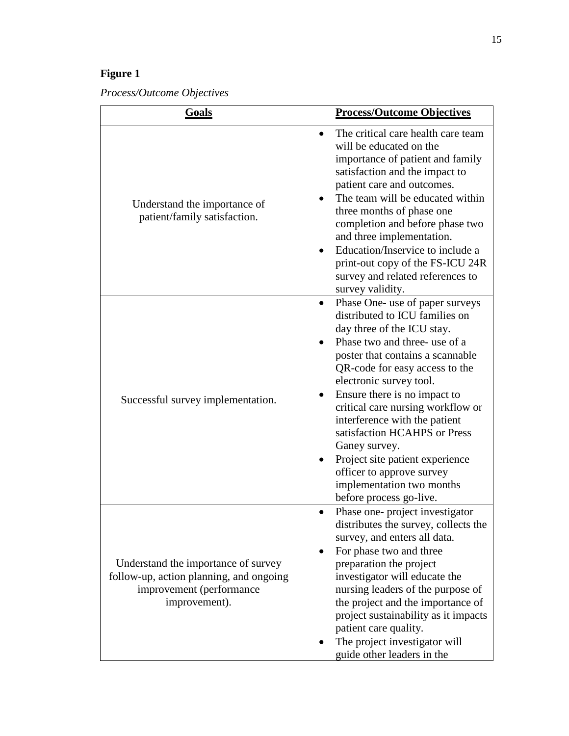**Figure 1**

*Process/Outcome Objectives*

| Goals | Process/Outcome Objectives |
|---|---|
| Understand the importance of patient/family satisfaction. | • The critical care health care team will be educated on the importance of patient and family satisfaction and the impact to patient care and outcomes.<br>• The team will be educated within three months of phase one completion and before phase two and three implementation.<br>• Education/Inservice to include a print-out copy of the FS-ICU 24R survey and related references to survey validity. |
| Successful survey implementation. | • Phase One- use of paper surveys distributed to ICU families on day three of the ICU stay.<br>• Phase two and three- use of a poster that contains a scannable QR-code for easy access to the electronic survey tool.<br>• Ensure there is no impact to critical care nursing workflow or interference with the patient satisfaction HCAHPS or Press Ganey survey.<br>• Project site patient experience officer to approve survey implementation two months before process go-live. |
| Understand the importance of survey follow-up, action planning, and ongoing improvement (performance improvement). | • Phase one- project investigator distributes the survey, collects the survey, and enters all data.<br>• For phase two and three preparation the project investigator will educate the nursing leaders of the purpose of the project and the importance of project sustainability as it impacts patient care quality.<br>• The project investigator will guide other leaders in the |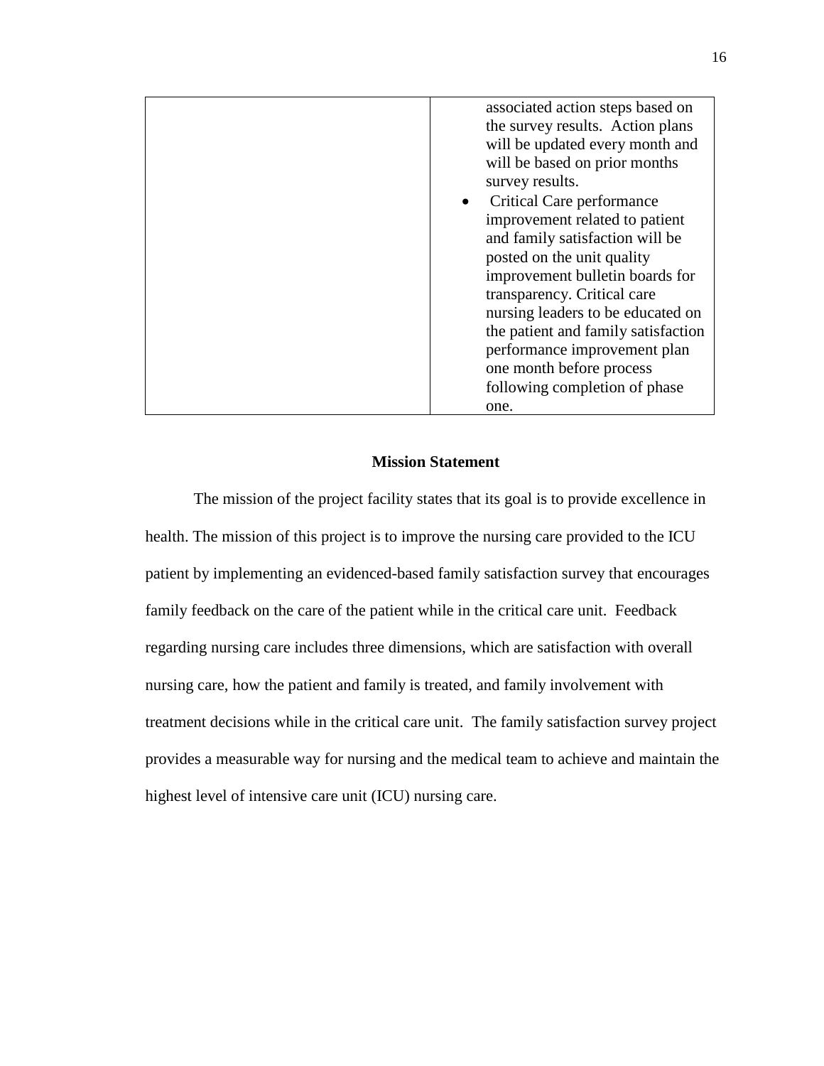| | |
|---|---|
| | associated action steps based on the survey results. Action plans will be updated every month and will be based on prior months survey results.<br>• Critical Care performance improvement related to patient and family satisfaction will be posted on the unit quality improvement bulletin boards for transparency. Critical care nursing leaders to be educated on the patient and family satisfaction performance improvement plan one month before process following completion of phase one. |

## Mission Statement

The mission of the project facility states that its goal is to provide excellence in health. The mission of this project is to improve the nursing care provided to the ICU patient by implementing an evidenced-based family satisfaction survey that encourages family feedback on the care of the patient while in the critical care unit. Feedback regarding nursing care includes three dimensions, which are satisfaction with overall nursing care, how the patient and family is treated, and family involvement with treatment decisions while in the critical care unit. The family satisfaction survey project provides a measurable way for nursing and the medical team to achieve and maintain the highest level of intensive care unit (ICU) nursing care.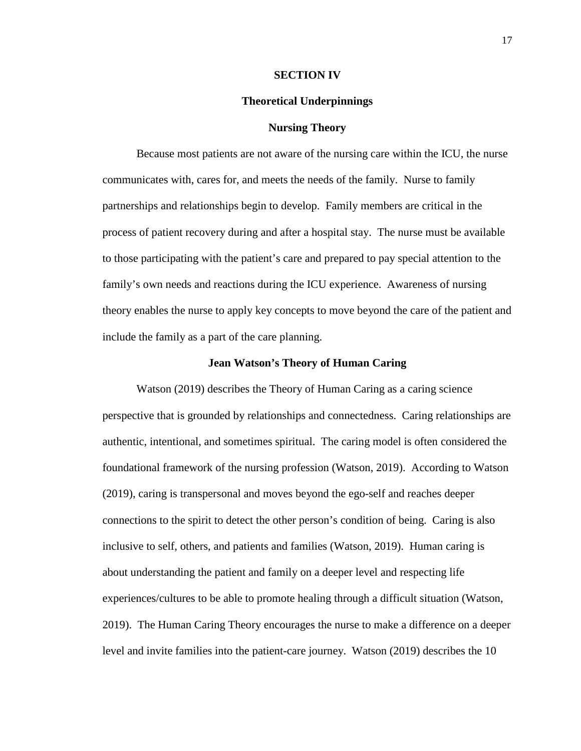# SECTION IV

## Theoretical Underpinnings

### Nursing Theory

Because most patients are not aware of the nursing care within the ICU, the nurse communicates with, cares for, and meets the needs of the family. Nurse to family partnerships and relationships begin to develop. Family members are critical in the process of patient recovery during and after a hospital stay. The nurse must be available to those participating with the patient's care and prepared to pay special attention to the family's own needs and reactions during the ICU experience. Awareness of nursing theory enables the nurse to apply key concepts to move beyond the care of the patient and include the family as a part of the care planning.

### Jean Watson's Theory of Human Caring

Watson (2019) describes the Theory of Human Caring as a caring science perspective that is grounded by relationships and connectedness. Caring relationships are authentic, intentional, and sometimes spiritual. The caring model is often considered the foundational framework of the nursing profession (Watson, 2019). According to Watson (2019), caring is transpersonal and moves beyond the ego-self and reaches deeper connections to the spirit to detect the other person's condition of being. Caring is also inclusive to self, others, and patients and families (Watson, 2019). Human caring is about understanding the patient and family on a deeper level and respecting life experiences/cultures to be able to promote healing through a difficult situation (Watson, 2019). The Human Caring Theory encourages the nurse to make a difference on a deeper level and invite families into the patient-care journey. Watson (2019) describes the 10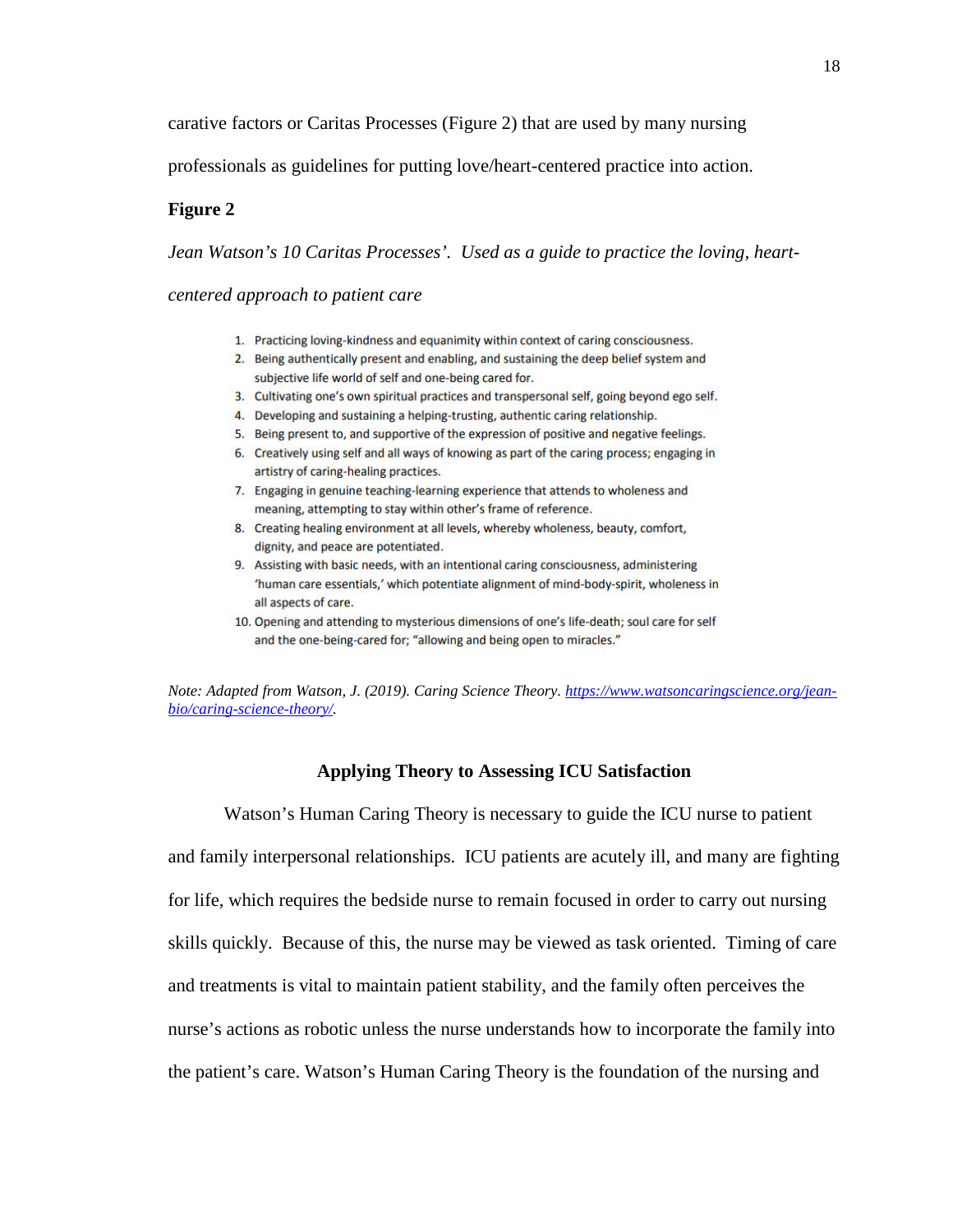carative factors or Caritas Processes (Figure 2) that are used by many nursing professionals as guidelines for putting love/heart-centered practice into action.

**Figure 2**

*Jean Watson's 10 Caritas Processes'. Used as a guide to practice the loving, heart-centered approach to patient care*

1. Practicing loving-kindness and equanimity within context of caring consciousness.
2. Being authentically present and enabling, and sustaining the deep belief system and subjective life world of self and one-being cared for.
3. Cultivating one's own spiritual practices and transpersonal self, going beyond ego self.
4. Developing and sustaining a helping-trusting, authentic caring relationship.
5. Being present to, and supportive of the expression of positive and negative feelings.
6. Creatively using self and all ways of knowing as part of the caring process; engaging in artistry of caring-healing practices.
7. Engaging in genuine teaching-learning experience that attends to wholeness and meaning, attempting to stay within other's frame of reference.
8. Creating healing environment at all levels, whereby wholeness, beauty, comfort, dignity, and peace are potentiated.
9. Assisting with basic needs, with an intentional caring consciousness, administering 'human care essentials,' which potentiate alignment of mind-body-spirit, wholeness in all aspects of care.
10. Opening and attending to mysterious dimensions of one's life-death; soul care for self and the one-being-cared for; "allowing and being open to miracles."

*Note: Adapted from Watson, J. (2019). Caring Science Theory.* https://www.watsoncaringscience.org/jean-bio/caring-science-theory/.

## Applying Theory to Assessing ICU Satisfaction

Watson's Human Caring Theory is necessary to guide the ICU nurse to patient and family interpersonal relationships. ICU patients are acutely ill, and many are fighting for life, which requires the bedside nurse to remain focused in order to carry out nursing skills quickly. Because of this, the nurse may be viewed as task oriented. Timing of care and treatments is vital to maintain patient stability, and the family often perceives the nurse's actions as robotic unless the nurse understands how to incorporate the family into the patient's care. Watson's Human Caring Theory is the foundation of the nursing and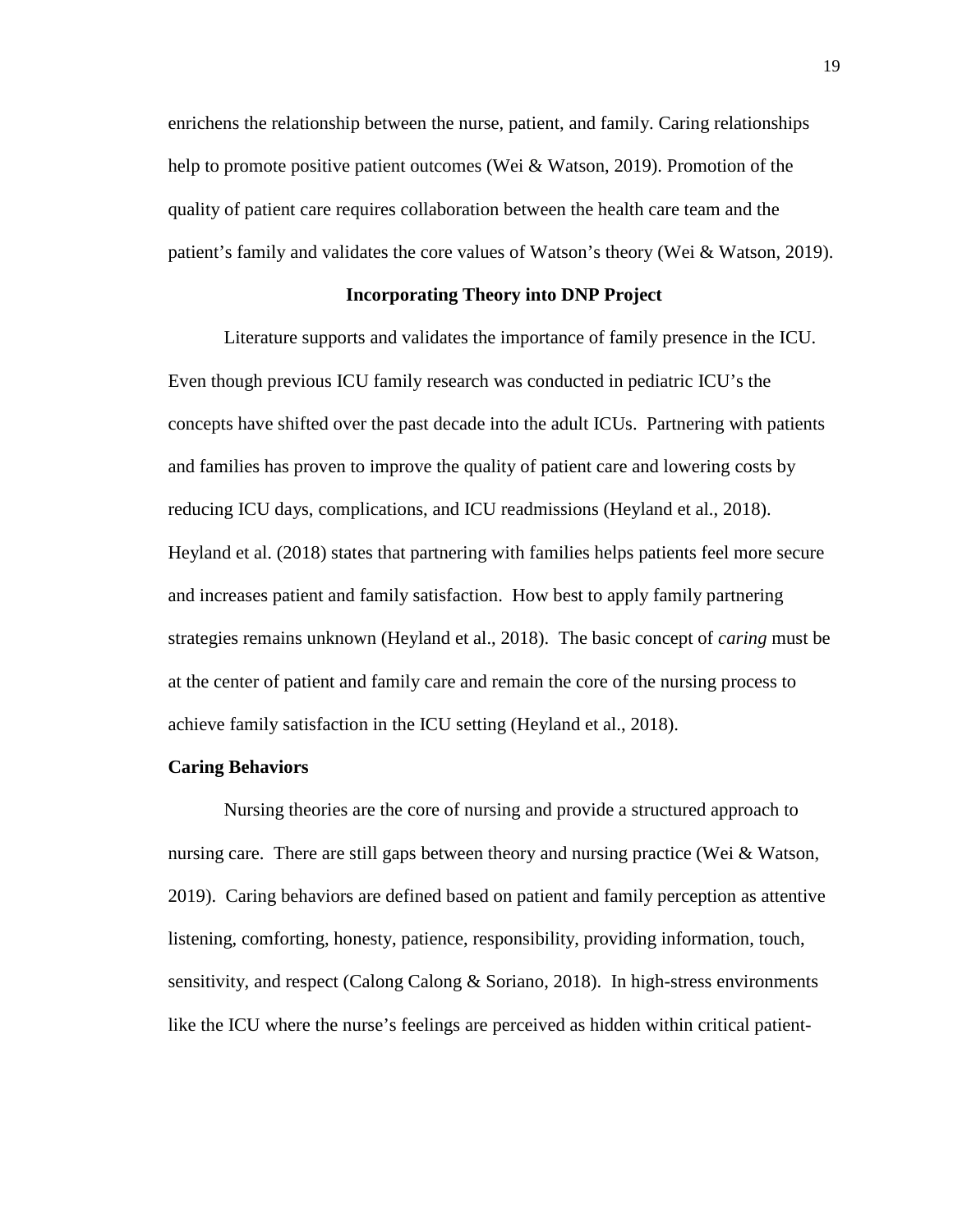enrichens the relationship between the nurse, patient, and family. Caring relationships help to promote positive patient outcomes (Wei & Watson, 2019). Promotion of the quality of patient care requires collaboration between the health care team and the patient's family and validates the core values of Watson's theory (Wei & Watson, 2019).

## Incorporating Theory into DNP Project

Literature supports and validates the importance of family presence in the ICU. Even though previous ICU family research was conducted in pediatric ICU's the concepts have shifted over the past decade into the adult ICUs. Partnering with patients and families has proven to improve the quality of patient care and lowering costs by reducing ICU days, complications, and ICU readmissions (Heyland et al., 2018). Heyland et al. (2018) states that partnering with families helps patients feel more secure and increases patient and family satisfaction. How best to apply family partnering strategies remains unknown (Heyland et al., 2018). The basic concept of *caring* must be at the center of patient and family care and remain the core of the nursing process to achieve family satisfaction in the ICU setting (Heyland et al., 2018).

### Caring Behaviors

Nursing theories are the core of nursing and provide a structured approach to nursing care. There are still gaps between theory and nursing practice (Wei & Watson, 2019). Caring behaviors are defined based on patient and family perception as attentive listening, comforting, honesty, patience, responsibility, providing information, touch, sensitivity, and respect (Calong Calong & Soriano, 2018). In high-stress environments like the ICU where the nurse's feelings are perceived as hidden within critical patient-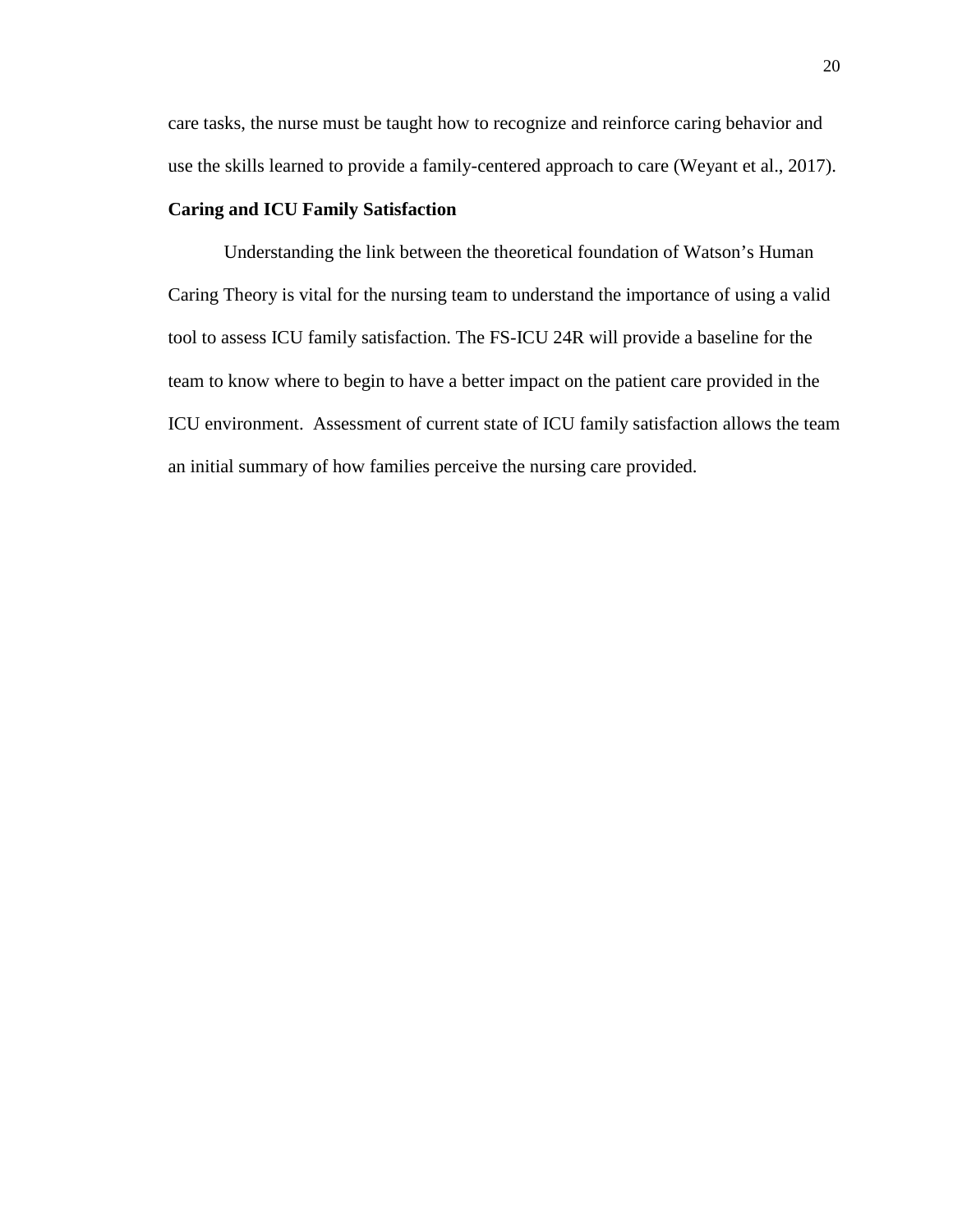care tasks, the nurse must be taught how to recognize and reinforce caring behavior and use the skills learned to provide a family-centered approach to care (Weyant et al., 2017).

**Caring and ICU Family Satisfaction**

Understanding the link between the theoretical foundation of Watson's Human Caring Theory is vital for the nursing team to understand the importance of using a valid tool to assess ICU family satisfaction. The FS-ICU 24R will provide a baseline for the team to know where to begin to have a better impact on the patient care provided in the ICU environment. Assessment of current state of ICU family satisfaction allows the team an initial summary of how families perceive the nursing care provided.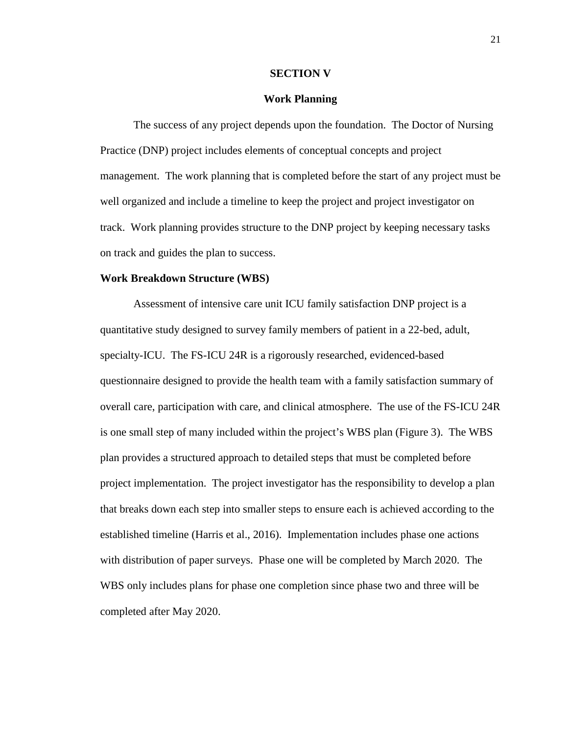# SECTION V

## Work Planning

The success of any project depends upon the foundation. The Doctor of Nursing Practice (DNP) project includes elements of conceptual concepts and project management. The work planning that is completed before the start of any project must be well organized and include a timeline to keep the project and project investigator on track. Work planning provides structure to the DNP project by keeping necessary tasks on track and guides the plan to success.

### Work Breakdown Structure (WBS)

Assessment of intensive care unit ICU family satisfaction DNP project is a quantitative study designed to survey family members of patient in a 22-bed, adult, specialty-ICU. The FS-ICU 24R is a rigorously researched, evidenced-based questionnaire designed to provide the health team with a family satisfaction summary of overall care, participation with care, and clinical atmosphere. The use of the FS-ICU 24R is one small step of many included within the project's WBS plan (Figure 3). The WBS plan provides a structured approach to detailed steps that must be completed before project implementation. The project investigator has the responsibility to develop a plan that breaks down each step into smaller steps to ensure each is achieved according to the established timeline (Harris et al., 2016). Implementation includes phase one actions with distribution of paper surveys. Phase one will be completed by March 2020. The WBS only includes plans for phase one completion since phase two and three will be completed after May 2020.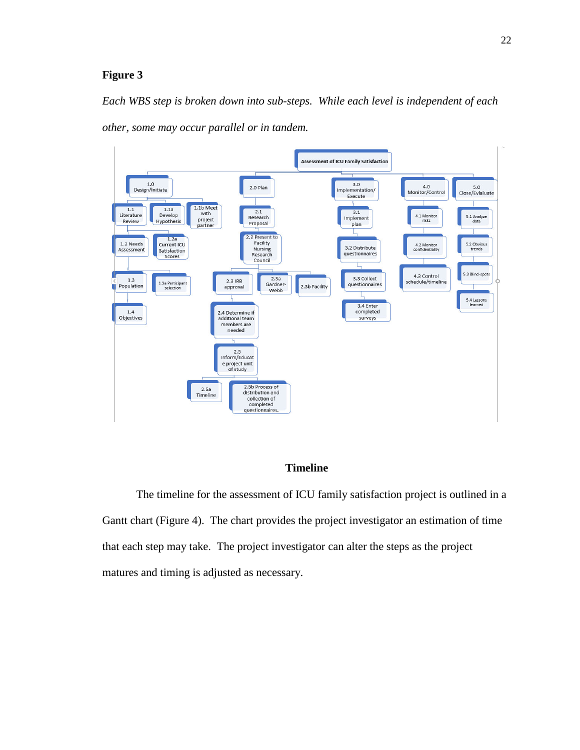**Figure 3**

*Each WBS step is broken down into sub-steps. While each level is independent of each other, some may occur parallel or in tandem.*

Assessment of ICU Family Satisfaction

1.0 Design/Initiate
- 1.1 Literature Review
- 1.1a Develop Hypothesis
- 1.1b Meet with project partner
- 1.2 Needs Assessment
- 1.2a Current ICU Satisfaction Scores
- 1.3 Population
- 1.3a Participant selection
- 1.4 Objectives

2.0 Plan
- 2.1 Research Proposal
- 2.2 Present to Facility Nursing Research Council
- 2.3 IRB approval
- 2.3a Gardner-Webb
- 2.3b Facility
- 2.4 Determine if additional team members are needed
- 2.5 Inform/Educate project unit of study
- 2.5a Timeline
- 2.5b Process of distribution and collection of completed questionnaires.

3.0 Implementation/ Execute
- 3.1 Implement plan
- 3.2 Distribute questionnaires
- 3.3 Collect questionnaires
- 3.4 Enter completed surveys

4.0 Monitor/Control
- 4.1 Monitor risks
- 4.2 Monitor confidentiality
- 4.3 Control schedule/timeline

5.0 Close/Evlaluate
- 5.1 Analyze data
- 5.2 Obvious trends
- 5.3 Blind-spots
- 5.4 Lessons learned

## Timeline

The timeline for the assessment of ICU family satisfaction project is outlined in a Gantt chart (Figure 4). The chart provides the project investigator an estimation of time that each step may take. The project investigator can alter the steps as the project matures and timing is adjusted as necessary.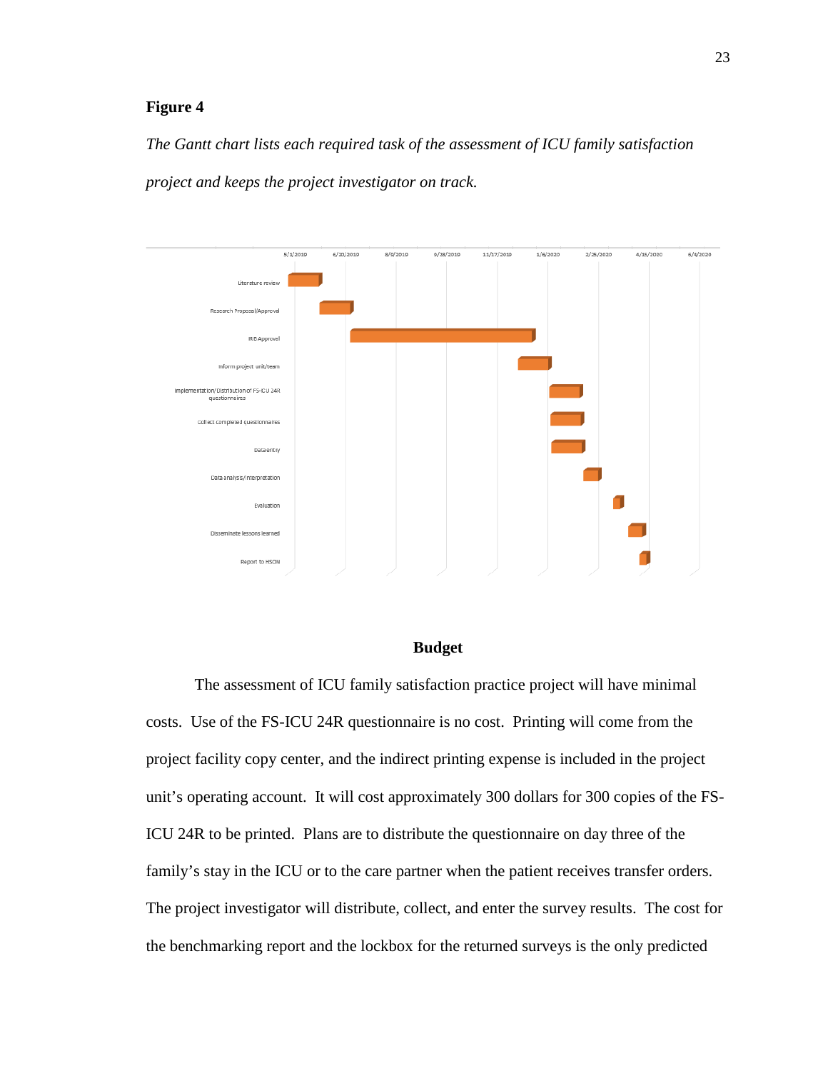**Figure 4**

*The Gantt chart lists each required task of the assessment of ICU family satisfaction project and keeps the project investigator on track.*

## Budget

The assessment of ICU family satisfaction practice project will have minimal costs. Use of the FS-ICU 24R questionnaire is no cost. Printing will come from the project facility copy center, and the indirect printing expense is included in the project unit's operating account. It will cost approximately 300 dollars for 300 copies of the FS-ICU 24R to be printed. Plans are to distribute the questionnaire on day three of the family's stay in the ICU or to the care partner when the patient receives transfer orders. The project investigator will distribute, collect, and enter the survey results. The cost for the benchmarking report and the lockbox for the returned surveys is the only predicted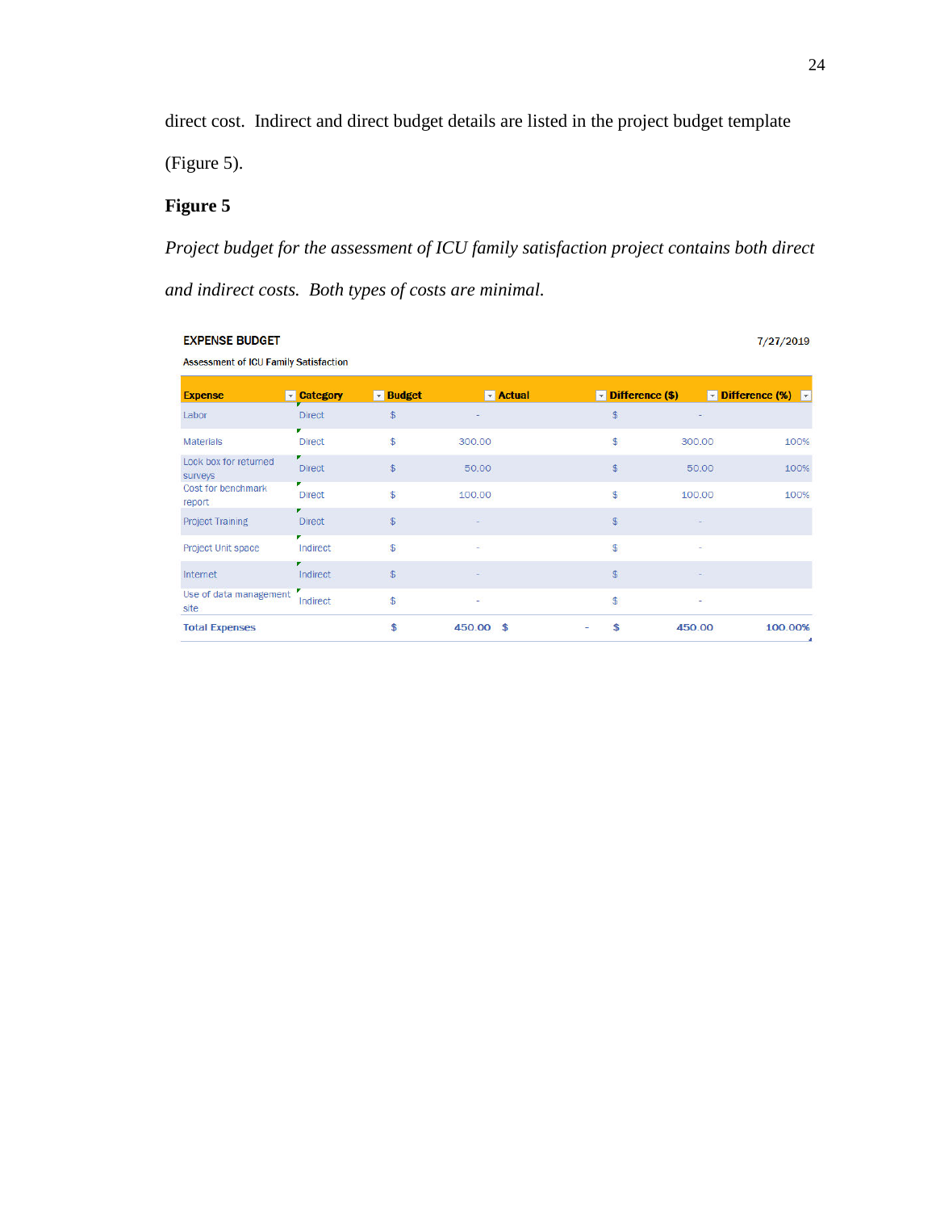direct cost. Indirect and direct budget details are listed in the project budget template (Figure 5).

**Figure 5**

*Project budget for the assessment of ICU family satisfaction project contains both direct and indirect costs. Both types of costs are minimal.*

**EXPENSE BUDGET** 7/27/2019

Assessment of ICU Family Satisfaction

| Expense | Category | Budget | Actual | Difference ($) | Difference (%) |
|---|---|---|---|---|---|
| Labor | Direct | $ - | | $ - | |
| Materials | Direct | $ 300.00 | | $ 300.00 | 100% |
| Lock box for returned surveys | Direct | $ 50.00 | | $ 50.00 | 100% |
| Cost for benchmark report | Direct | $ 100.00 | | $ 100.00 | 100% |
| Project Training | Direct | $ - | | $ - | |
| Project Unit space | Indirect | $ - | | $ - | |
| Internet | Indirect | $ - | | $ - | |
| Use of data management site | Indirect | $ - | | $ - | |
| **Total Expenses** | | **$ 450.00** | **$ -** | **$ 450.00** | **100.00%** |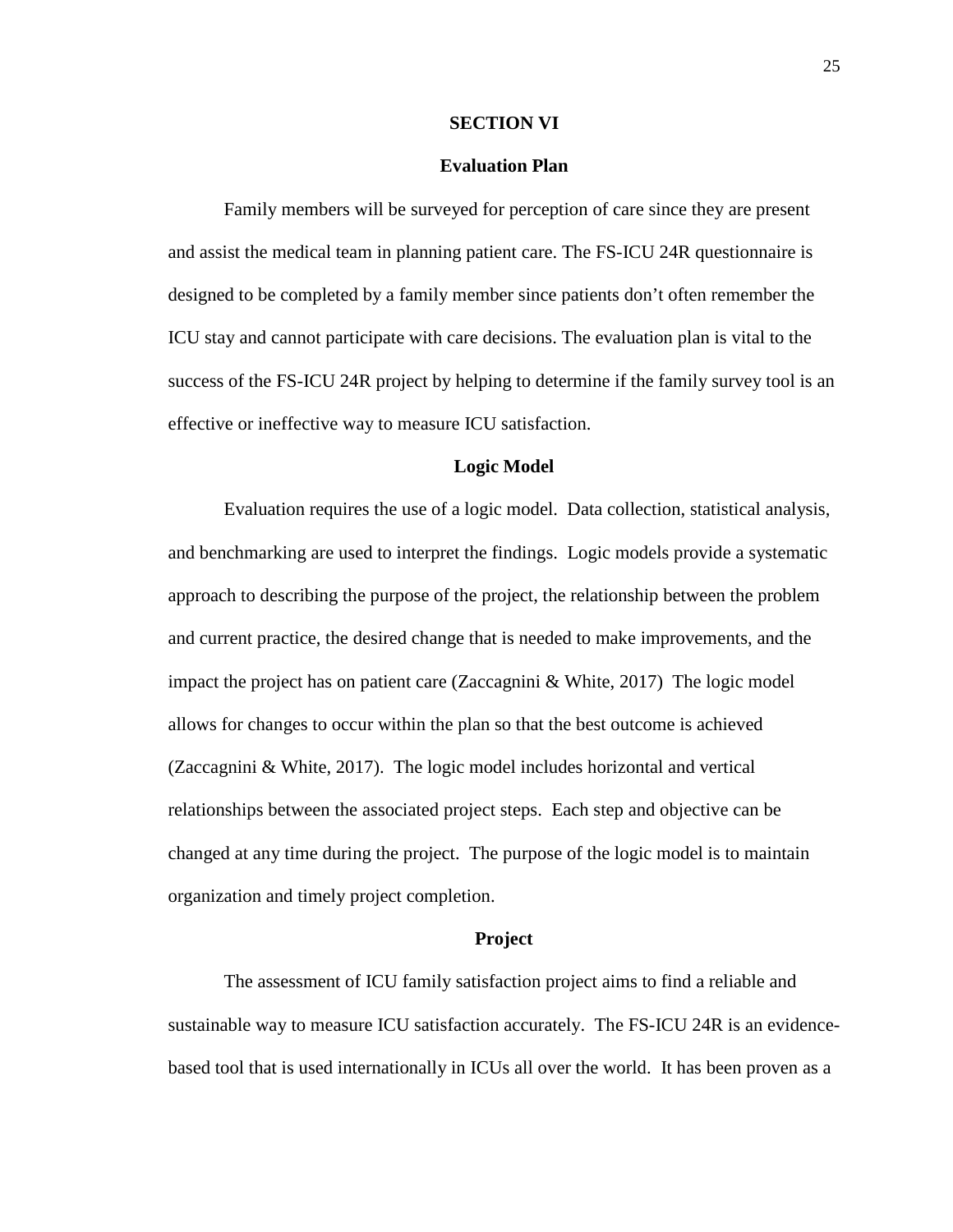# SECTION VI

## Evaluation Plan

Family members will be surveyed for perception of care since they are present and assist the medical team in planning patient care. The FS-ICU 24R questionnaire is designed to be completed by a family member since patients don't often remember the ICU stay and cannot participate with care decisions. The evaluation plan is vital to the success of the FS-ICU 24R project by helping to determine if the family survey tool is an effective or ineffective way to measure ICU satisfaction.

## Logic Model

Evaluation requires the use of a logic model. Data collection, statistical analysis, and benchmarking are used to interpret the findings. Logic models provide a systematic approach to describing the purpose of the project, the relationship between the problem and current practice, the desired change that is needed to make improvements, and the impact the project has on patient care (Zaccagnini & White, 2017) The logic model allows for changes to occur within the plan so that the best outcome is achieved (Zaccagnini & White, 2017). The logic model includes horizontal and vertical relationships between the associated project steps. Each step and objective can be changed at any time during the project. The purpose of the logic model is to maintain organization and timely project completion.

## Project

The assessment of ICU family satisfaction project aims to find a reliable and sustainable way to measure ICU satisfaction accurately. The FS-ICU 24R is an evidence-based tool that is used internationally in ICUs all over the world. It has been proven as a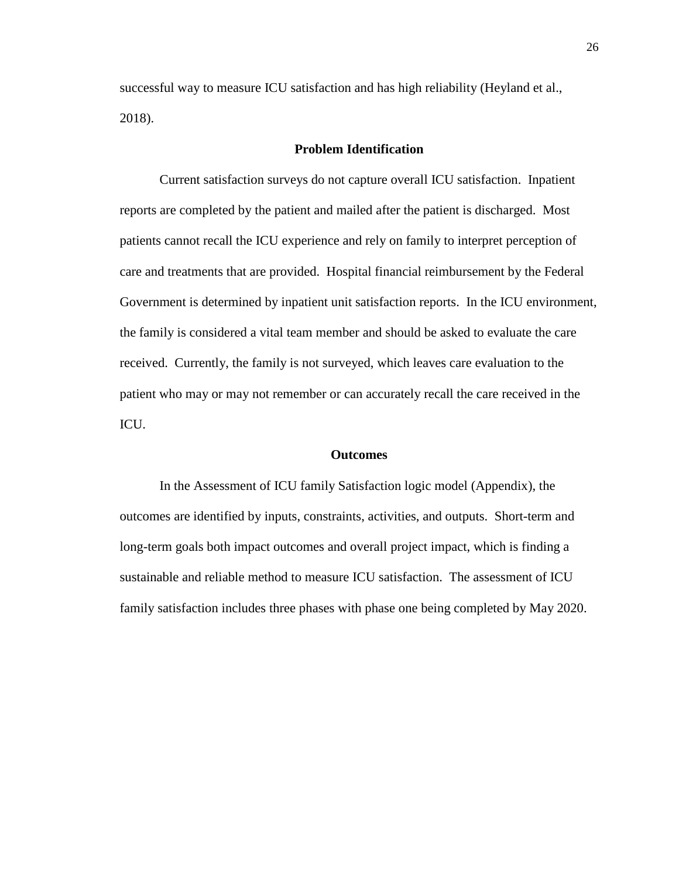successful way to measure ICU satisfaction and has high reliability (Heyland et al., 2018).

## Problem Identification

Current satisfaction surveys do not capture overall ICU satisfaction. Inpatient reports are completed by the patient and mailed after the patient is discharged. Most patients cannot recall the ICU experience and rely on family to interpret perception of care and treatments that are provided. Hospital financial reimbursement by the Federal Government is determined by inpatient unit satisfaction reports. In the ICU environment, the family is considered a vital team member and should be asked to evaluate the care received. Currently, the family is not surveyed, which leaves care evaluation to the patient who may or may not remember or can accurately recall the care received in the ICU.

## Outcomes

In the Assessment of ICU family Satisfaction logic model (Appendix), the outcomes are identified by inputs, constraints, activities, and outputs. Short-term and long-term goals both impact outcomes and overall project impact, which is finding a sustainable and reliable method to measure ICU satisfaction. The assessment of ICU family satisfaction includes three phases with phase one being completed by May 2020.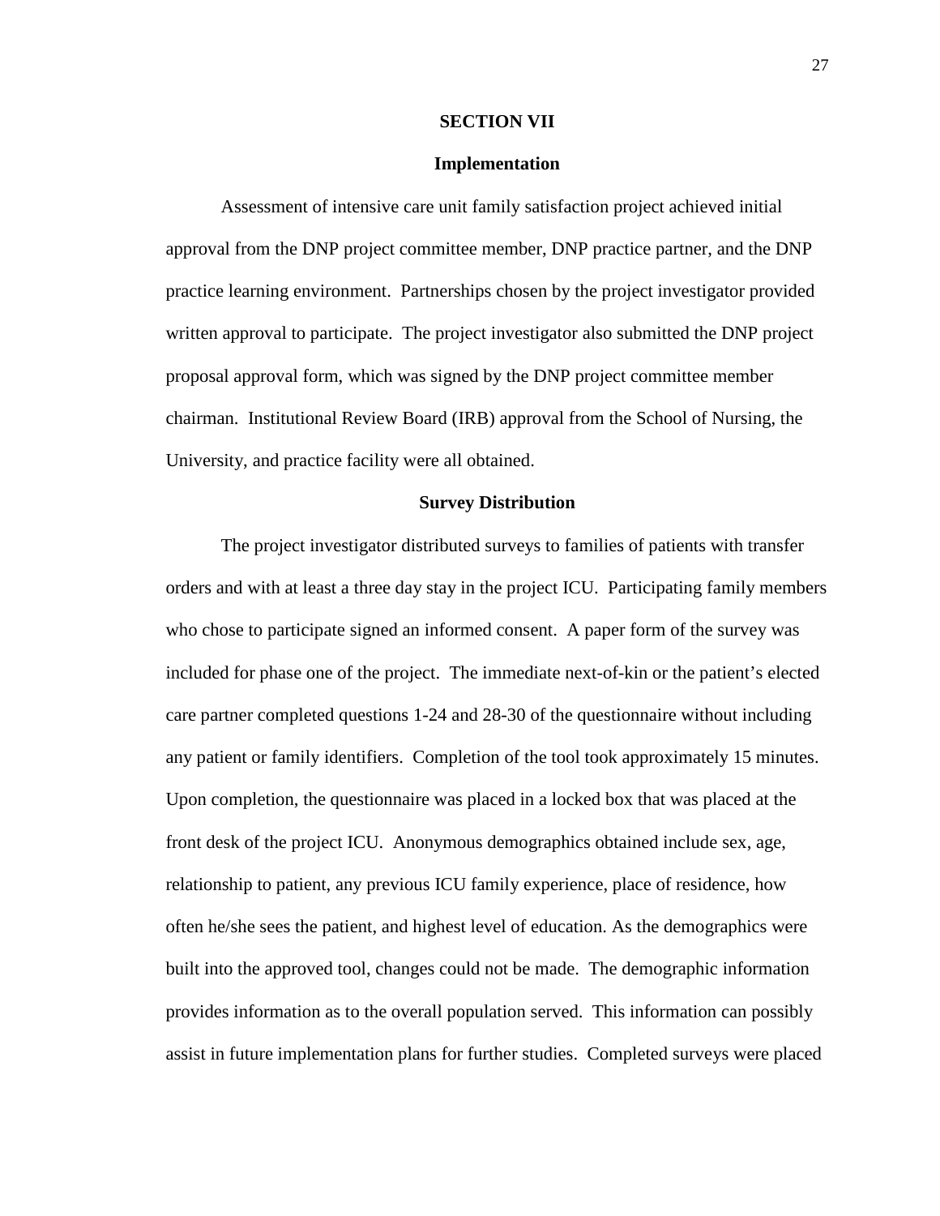# SECTION VII

## Implementation

Assessment of intensive care unit family satisfaction project achieved initial approval from the DNP project committee member, DNP practice partner, and the DNP practice learning environment. Partnerships chosen by the project investigator provided written approval to participate. The project investigator also submitted the DNP project proposal approval form, which was signed by the DNP project committee member chairman. Institutional Review Board (IRB) approval from the School of Nursing, the University, and practice facility were all obtained.

## Survey Distribution

The project investigator distributed surveys to families of patients with transfer orders and with at least a three day stay in the project ICU. Participating family members who chose to participate signed an informed consent. A paper form of the survey was included for phase one of the project. The immediate next-of-kin or the patient's elected care partner completed questions 1-24 and 28-30 of the questionnaire without including any patient or family identifiers. Completion of the tool took approximately 15 minutes. Upon completion, the questionnaire was placed in a locked box that was placed at the front desk of the project ICU. Anonymous demographics obtained include sex, age, relationship to patient, any previous ICU family experience, place of residence, how often he/she sees the patient, and highest level of education. As the demographics were built into the approved tool, changes could not be made. The demographic information provides information as to the overall population served. This information can possibly assist in future implementation plans for further studies. Completed surveys were placed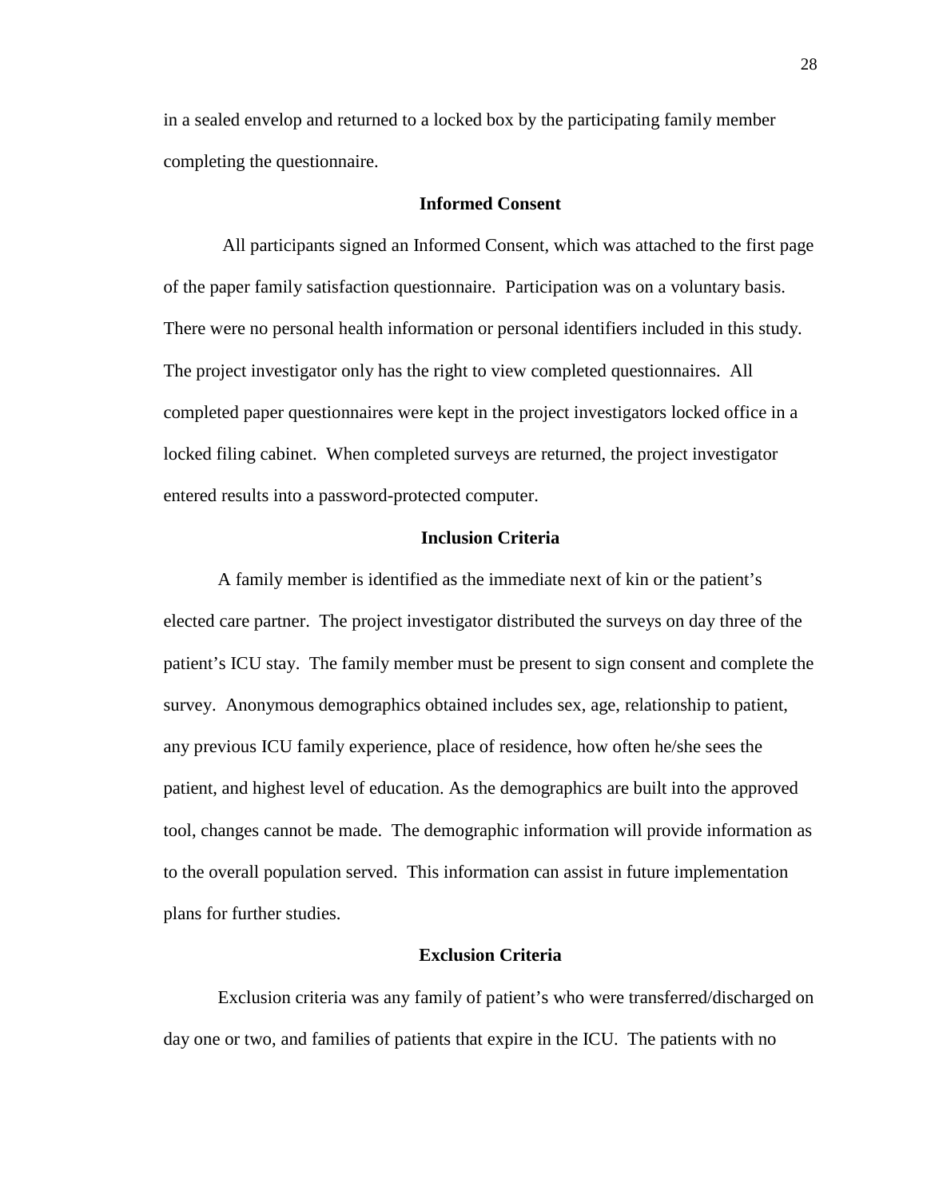in a sealed envelop and returned to a locked box by the participating family member completing the questionnaire.

## Informed Consent

All participants signed an Informed Consent, which was attached to the first page of the paper family satisfaction questionnaire. Participation was on a voluntary basis. There were no personal health information or personal identifiers included in this study. The project investigator only has the right to view completed questionnaires. All completed paper questionnaires were kept in the project investigators locked office in a locked filing cabinet. When completed surveys are returned, the project investigator entered results into a password-protected computer.

## Inclusion Criteria

A family member is identified as the immediate next of kin or the patient's elected care partner. The project investigator distributed the surveys on day three of the patient's ICU stay. The family member must be present to sign consent and complete the survey. Anonymous demographics obtained includes sex, age, relationship to patient, any previous ICU family experience, place of residence, how often he/she sees the patient, and highest level of education. As the demographics are built into the approved tool, changes cannot be made. The demographic information will provide information as to the overall population served. This information can assist in future implementation plans for further studies.

## Exclusion Criteria

Exclusion criteria was any family of patient's who were transferred/discharged on day one or two, and families of patients that expire in the ICU. The patients with no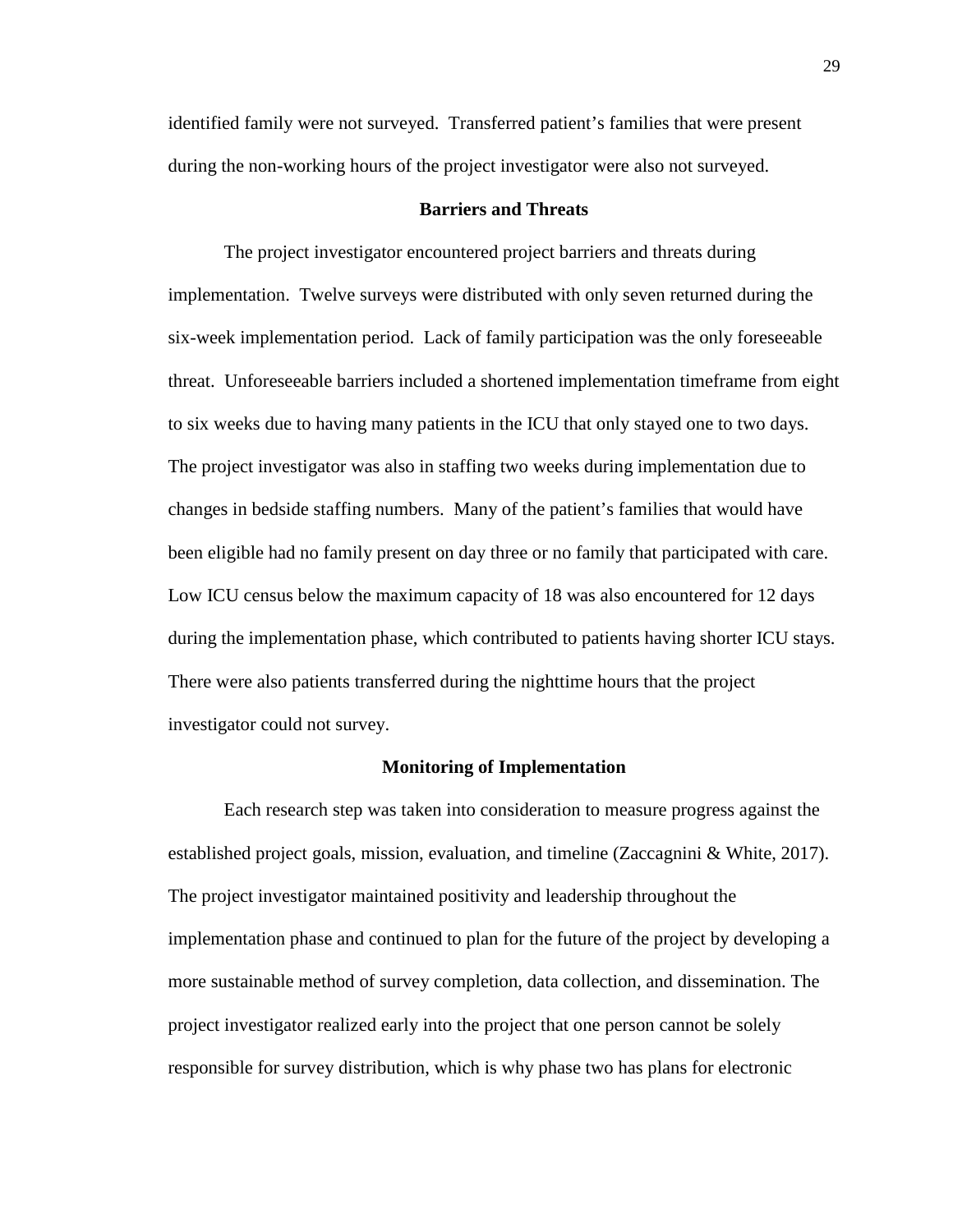identified family were not surveyed. Transferred patient's families that were present during the non-working hours of the project investigator were also not surveyed.

## Barriers and Threats

The project investigator encountered project barriers and threats during implementation. Twelve surveys were distributed with only seven returned during the six-week implementation period. Lack of family participation was the only foreseeable threat. Unforeseeable barriers included a shortened implementation timeframe from eight to six weeks due to having many patients in the ICU that only stayed one to two days. The project investigator was also in staffing two weeks during implementation due to changes in bedside staffing numbers. Many of the patient's families that would have been eligible had no family present on day three or no family that participated with care. Low ICU census below the maximum capacity of 18 was also encountered for 12 days during the implementation phase, which contributed to patients having shorter ICU stays. There were also patients transferred during the nighttime hours that the project investigator could not survey.

## Monitoring of Implementation

Each research step was taken into consideration to measure progress against the established project goals, mission, evaluation, and timeline (Zaccagnini & White, 2017). The project investigator maintained positivity and leadership throughout the implementation phase and continued to plan for the future of the project by developing a more sustainable method of survey completion, data collection, and dissemination. The project investigator realized early into the project that one person cannot be solely responsible for survey distribution, which is why phase two has plans for electronic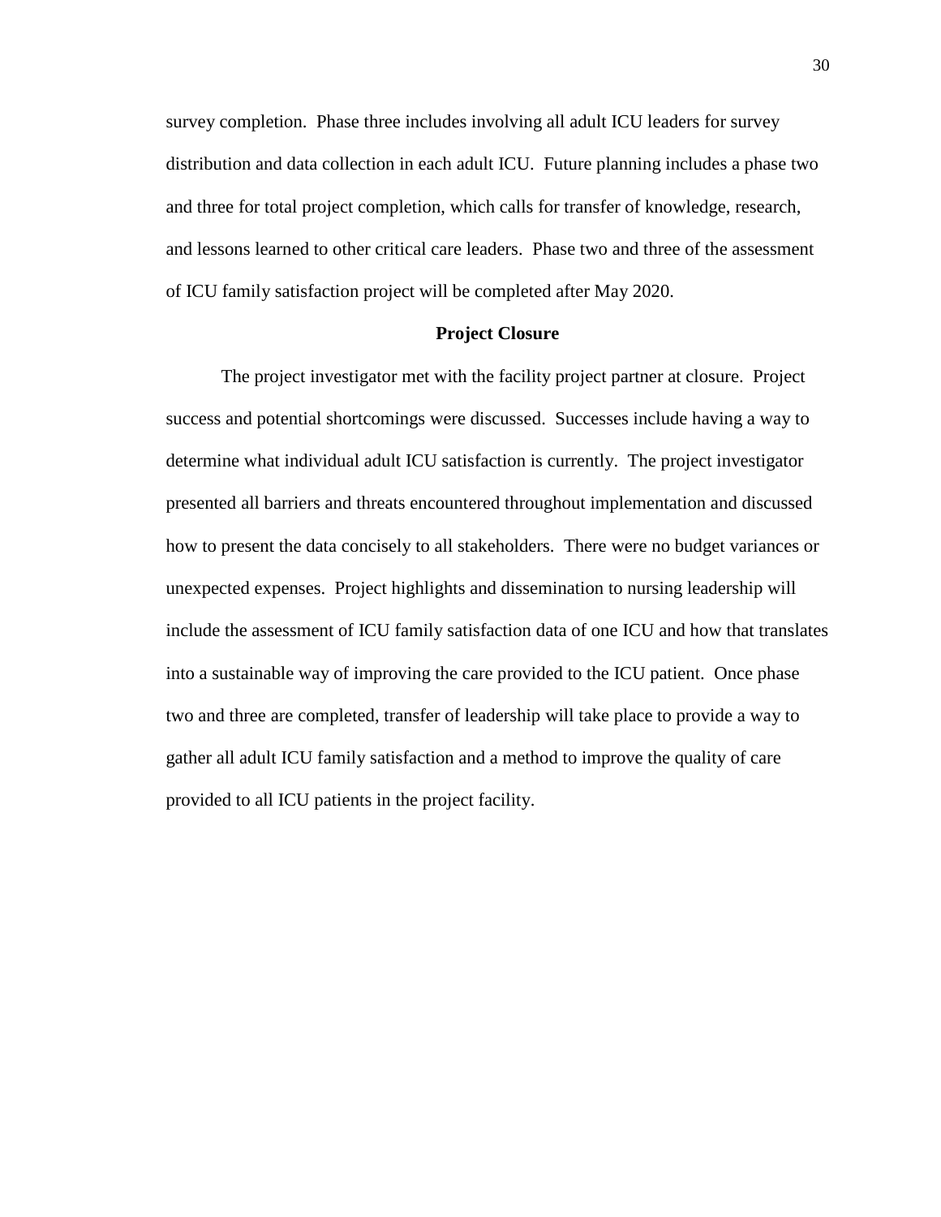survey completion. Phase three includes involving all adult ICU leaders for survey distribution and data collection in each adult ICU. Future planning includes a phase two and three for total project completion, which calls for transfer of knowledge, research, and lessons learned to other critical care leaders. Phase two and three of the assessment of ICU family satisfaction project will be completed after May 2020.

## Project Closure

The project investigator met with the facility project partner at closure. Project success and potential shortcomings were discussed. Successes include having a way to determine what individual adult ICU satisfaction is currently. The project investigator presented all barriers and threats encountered throughout implementation and discussed how to present the data concisely to all stakeholders. There were no budget variances or unexpected expenses. Project highlights and dissemination to nursing leadership will include the assessment of ICU family satisfaction data of one ICU and how that translates into a sustainable way of improving the care provided to the ICU patient. Once phase two and three are completed, transfer of leadership will take place to provide a way to gather all adult ICU family satisfaction and a method to improve the quality of care provided to all ICU patients in the project facility.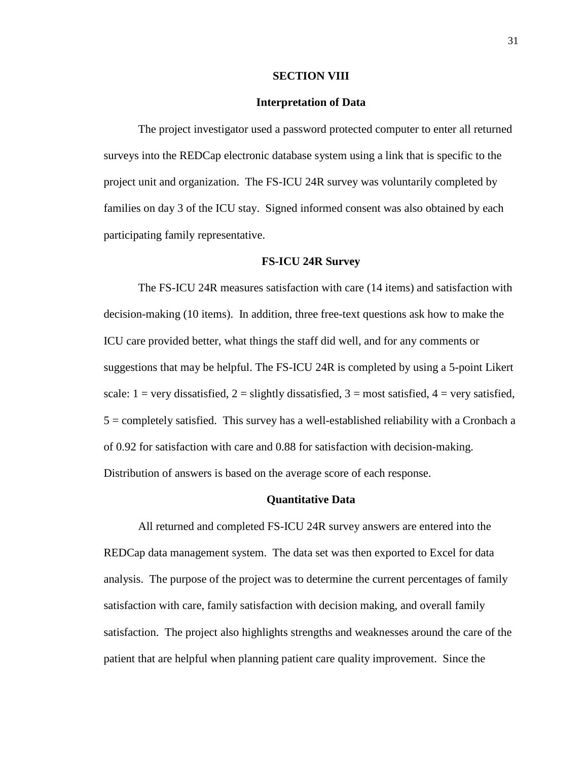## SECTION VIII

### Interpretation of Data

The project investigator used a password protected computer to enter all returned surveys into the REDCap electronic database system using a link that is specific to the project unit and organization. The FS-ICU 24R survey was voluntarily completed by families on day 3 of the ICU stay. Signed informed consent was also obtained by each participating family representative.

### FS-ICU 24R Survey

The FS-ICU 24R measures satisfaction with care (14 items) and satisfaction with decision-making (10 items). In addition, three free-text questions ask how to make the ICU care provided better, what things the staff did well, and for any comments or suggestions that may be helpful. The FS-ICU 24R is completed by using a 5-point Likert scale: 1 = very dissatisfied, 2 = slightly dissatisfied, 3 = most satisfied, 4 = very satisfied, 5 = completely satisfied. This survey has a well-established reliability with a Cronbach a of 0.92 for satisfaction with care and 0.88 for satisfaction with decision-making. Distribution of answers is based on the average score of each response.

### Quantitative Data

All returned and completed FS-ICU 24R survey answers are entered into the REDCap data management system. The data set was then exported to Excel for data analysis. The purpose of the project was to determine the current percentages of family satisfaction with care, family satisfaction with decision making, and overall family satisfaction. The project also highlights strengths and weaknesses around the care of the patient that are helpful when planning patient care quality improvement. Since the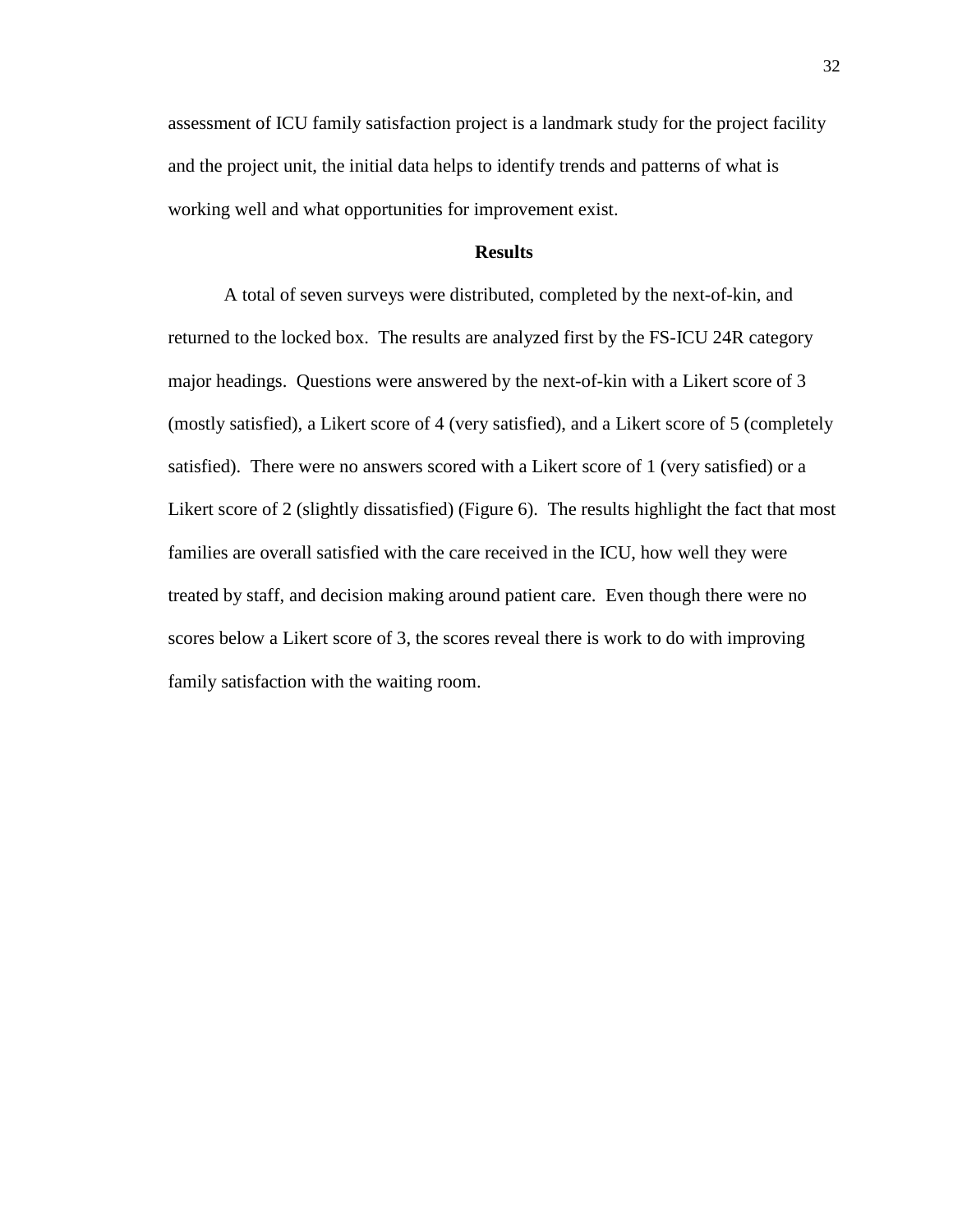assessment of ICU family satisfaction project is a landmark study for the project facility and the project unit, the initial data helps to identify trends and patterns of what is working well and what opportunities for improvement exist.

## Results

A total of seven surveys were distributed, completed by the next-of-kin, and returned to the locked box. The results are analyzed first by the FS-ICU 24R category major headings. Questions were answered by the next-of-kin with a Likert score of 3 (mostly satisfied), a Likert score of 4 (very satisfied), and a Likert score of 5 (completely satisfied). There were no answers scored with a Likert score of 1 (very satisfied) or a Likert score of 2 (slightly dissatisfied) (Figure 6). The results highlight the fact that most families are overall satisfied with the care received in the ICU, how well they were treated by staff, and decision making around patient care. Even though there were no scores below a Likert score of 3, the scores reveal there is work to do with improving family satisfaction with the waiting room.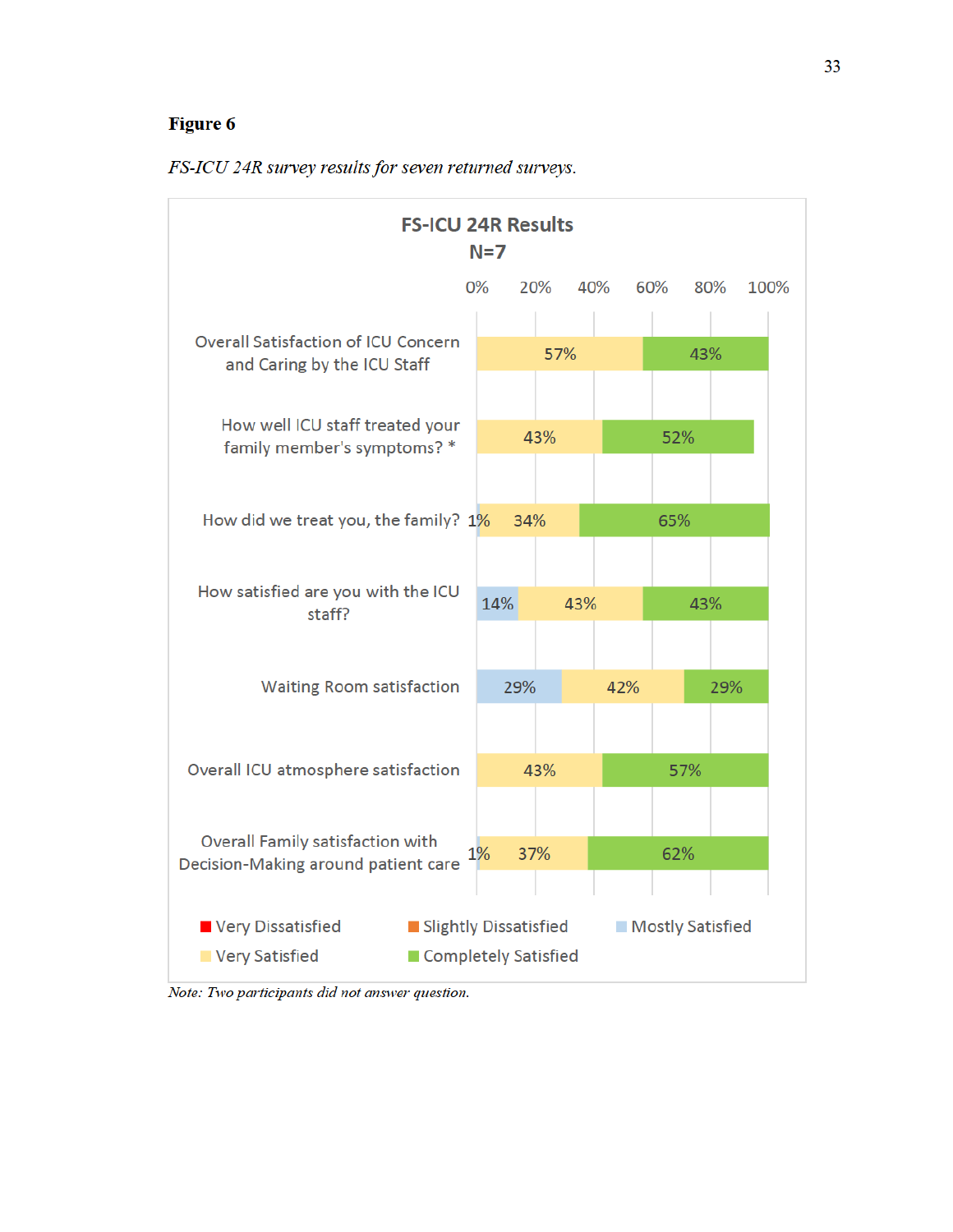**Figure 6**

*FS-ICU 24R survey results for seven returned surveys.*

**FS-ICU 24R Results**
**N=7**

| | Mostly Satisfied | Very Satisfied | Completely Satisfied |
|---|---|---|---|
| Overall Satisfaction of ICU Concern and Caring by the ICU Staff | | 57% | 43% |
| How well ICU staff treated your family member's symptoms? * | | 43% | 52% |
| How did we treat you, the family? | 1% | 34% | 65% |
| How satisfied are you with the ICU staff? | 14% | 43% | 43% |
| Waiting Room satisfaction | 29% | 42% | 29% |
| Overall ICU atmosphere satisfaction | | 43% | 57% |
| Overall Family satisfaction with Decision-Making around patient care | 1% | 37% | 62% |

Legend: Very Dissatisfied, Slightly Dissatisfied, Mostly Satisfied, Very Satisfied, Completely Satisfied

*Note: Two participants did not answer question.*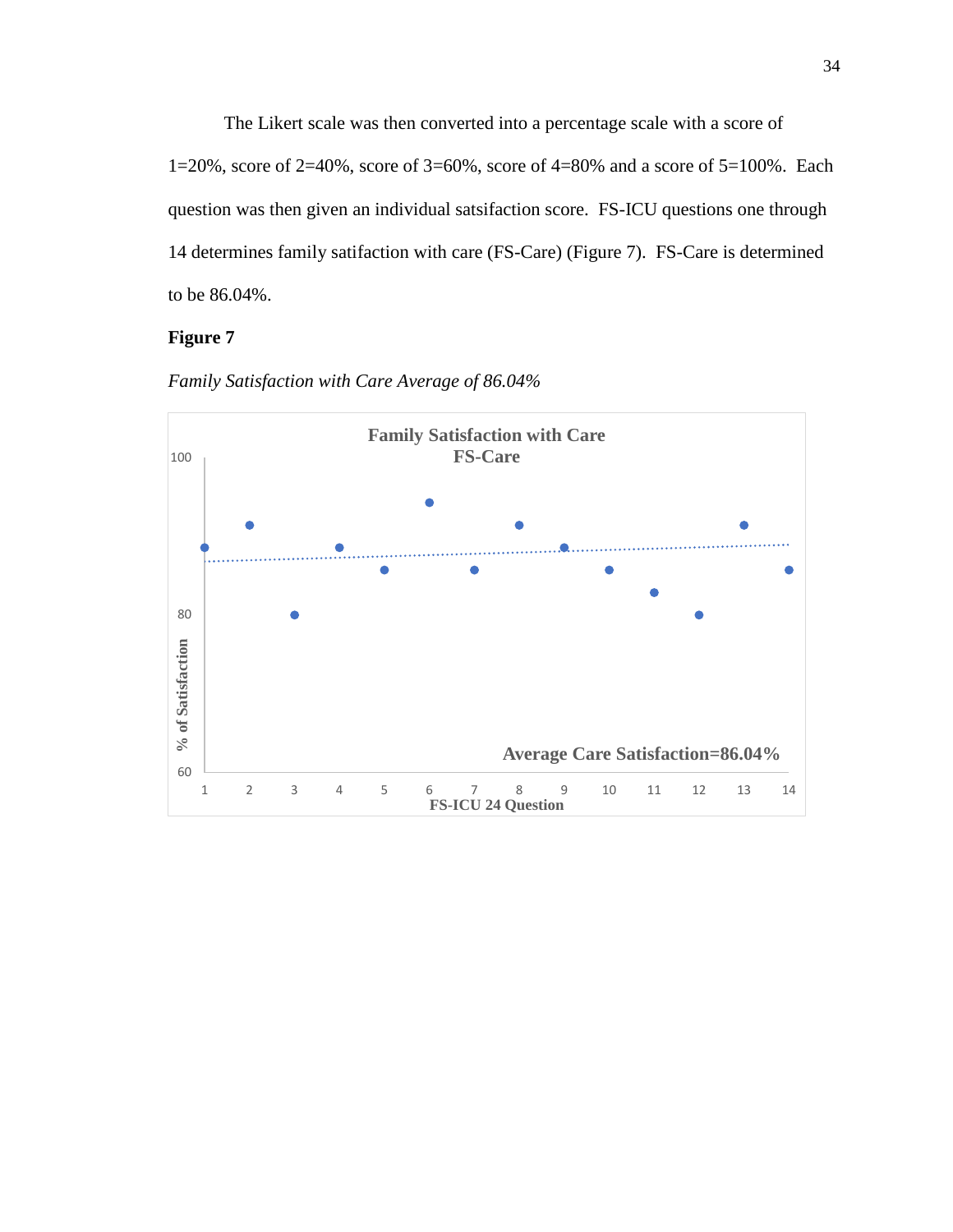The Likert scale was then converted into a percentage scale with a score of 1=20%, score of 2=40%, score of 3=60%, score of 4=80% and a score of 5=100%. Each question was then given an individual satsifaction score. FS-ICU questions one through 14 determines family satifaction with care (FS-Care) (Figure 7). FS-Care is determined to be 86.04%.

**Figure 7**

*Family Satisfaction with Care Average of 86.04%*

**Family Satisfaction with Care FS-Care**

Average Care Satisfaction=86.04%

% of Satisfaction

FS-ICU 24 Question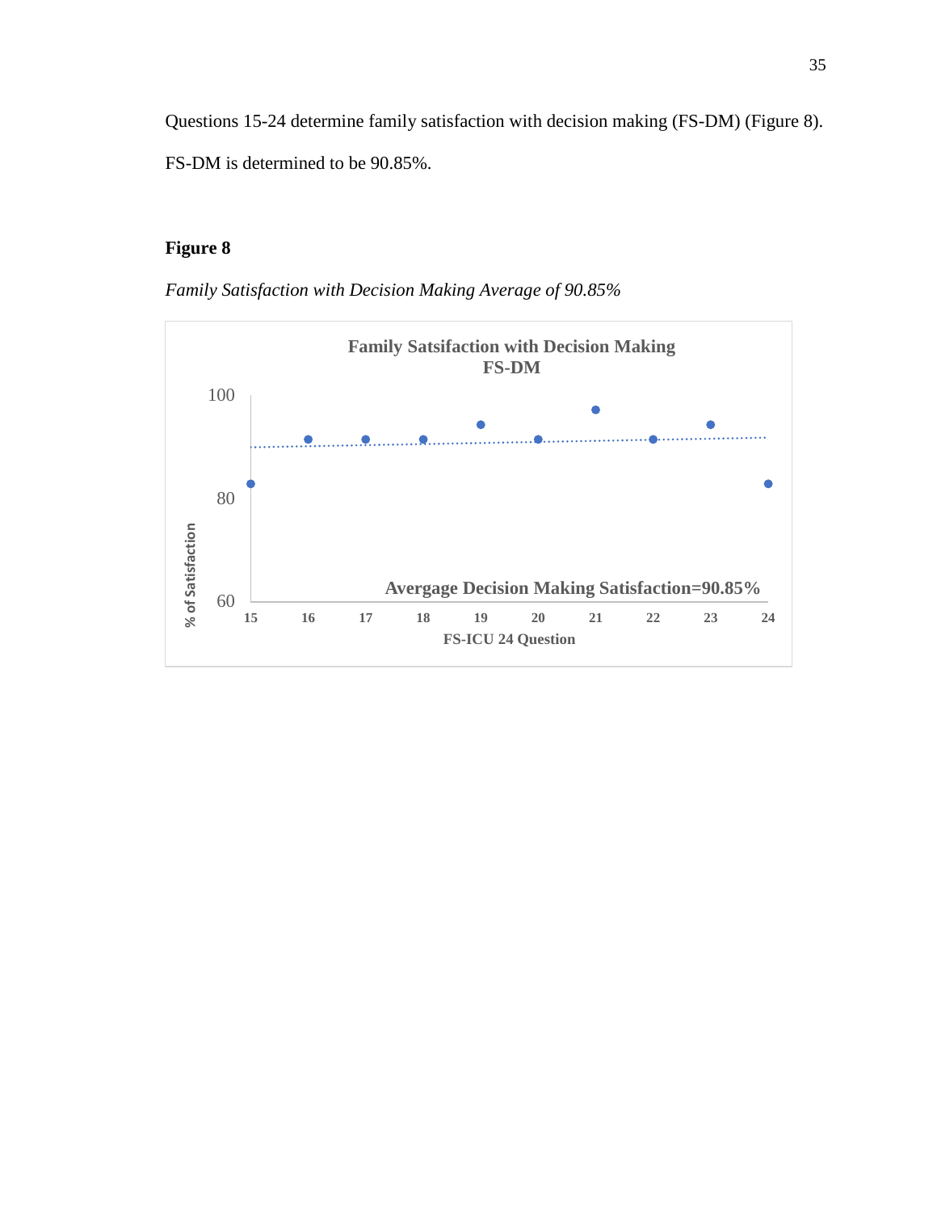Questions 15-24 determine family satisfaction with decision making (FS-DM) (Figure 8). FS-DM is determined to be 90.85%.

**Figure 8**

*Family Satisfaction with Decision Making Average of 90.85%*

Family Satsifaction with Decision Making
FS-DM

% of Satisfaction

Avergage Decision Making Satisfaction=90.85%

FS-ICU 24 Question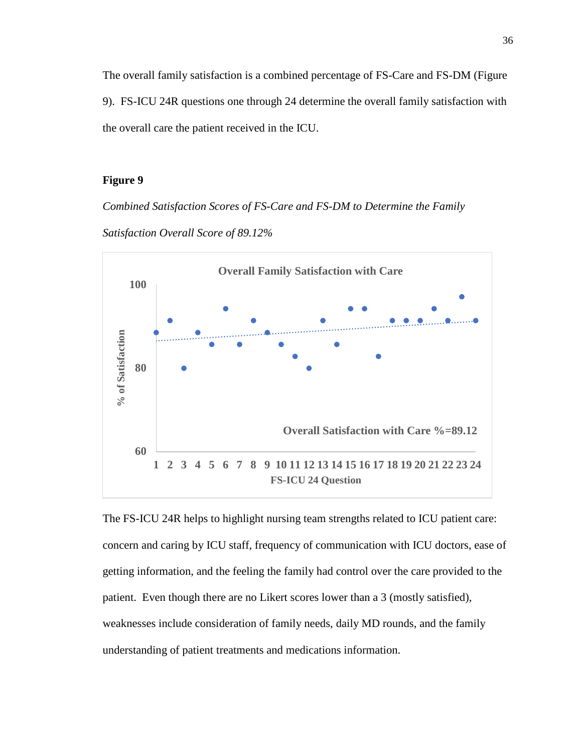The overall family satisfaction is a combined percentage of FS-Care and FS-DM (Figure 9). FS-ICU 24R questions one through 24 determine the overall family satisfaction with the overall care the patient received in the ICU.

**Figure 9**

*Combined Satisfaction Scores of FS-Care and FS-DM to Determine the Family Satisfaction Overall Score of 89.12%*

The FS-ICU 24R helps to highlight nursing team strengths related to ICU patient care: concern and caring by ICU staff, frequency of communication with ICU doctors, ease of getting information, and the feeling the family had control over the care provided to the patient. Even though there are no Likert scores lower than a 3 (mostly satisfied), weaknesses include consideration of family needs, daily MD rounds, and the family understanding of patient treatments and medications information.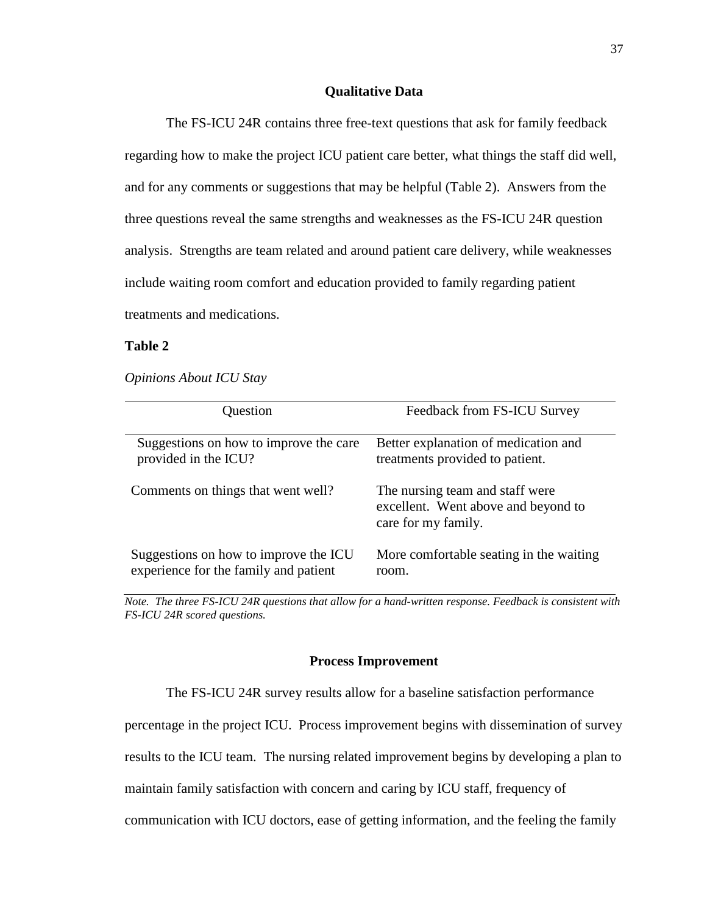## Qualitative Data

The FS-ICU 24R contains three free-text questions that ask for family feedback regarding how to make the project ICU patient care better, what things the staff did well, and for any comments or suggestions that may be helpful (Table 2). Answers from the three questions reveal the same strengths and weaknesses as the FS-ICU 24R question analysis. Strengths are team related and around patient care delivery, while weaknesses include waiting room comfort and education provided to family regarding patient treatments and medications.

**Table 2**

*Opinions About ICU Stay*

| Question | Feedback from FS-ICU Survey |
|---|---|
| Suggestions on how to improve the care provided in the ICU? | Better explanation of medication and treatments provided to patient. |
| Comments on things that went well? | The nursing team and staff were excellent. Went above and beyond to care for my family. |
| Suggestions on how to improve the ICU experience for the family and patient | More comfortable seating in the waiting room. |

*Note. The three FS-ICU 24R questions that allow for a hand-written response. Feedback is consistent with FS-ICU 24R scored questions.*

## Process Improvement

The FS-ICU 24R survey results allow for a baseline satisfaction performance percentage in the project ICU. Process improvement begins with dissemination of survey results to the ICU team. The nursing related improvement begins by developing a plan to maintain family satisfaction with concern and caring by ICU staff, frequency of communication with ICU doctors, ease of getting information, and the feeling the family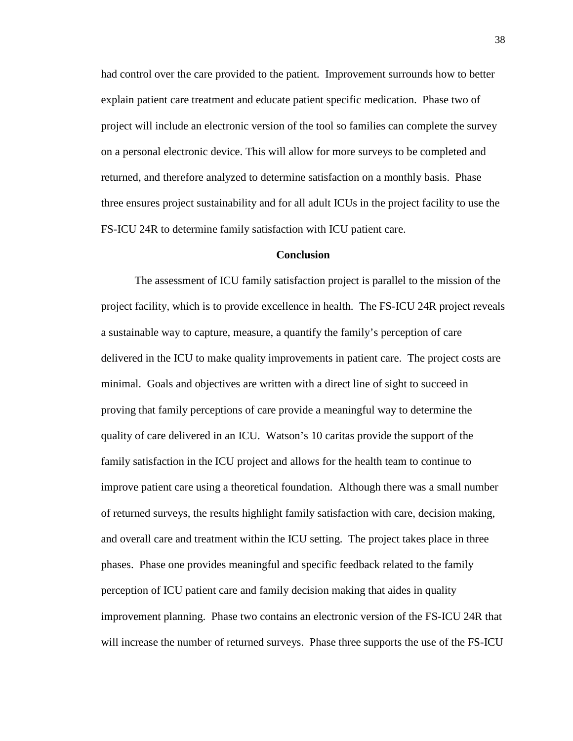had control over the care provided to the patient. Improvement surrounds how to better explain patient care treatment and educate patient specific medication. Phase two of project will include an electronic version of the tool so families can complete the survey on a personal electronic device. This will allow for more surveys to be completed and returned, and therefore analyzed to determine satisfaction on a monthly basis. Phase three ensures project sustainability and for all adult ICUs in the project facility to use the FS-ICU 24R to determine family satisfaction with ICU patient care.

## Conclusion

The assessment of ICU family satisfaction project is parallel to the mission of the project facility, which is to provide excellence in health. The FS-ICU 24R project reveals a sustainable way to capture, measure, a quantify the family's perception of care delivered in the ICU to make quality improvements in patient care. The project costs are minimal. Goals and objectives are written with a direct line of sight to succeed in proving that family perceptions of care provide a meaningful way to determine the quality of care delivered in an ICU. Watson's 10 caritas provide the support of the family satisfaction in the ICU project and allows for the health team to continue to improve patient care using a theoretical foundation. Although there was a small number of returned surveys, the results highlight family satisfaction with care, decision making, and overall care and treatment within the ICU setting. The project takes place in three phases. Phase one provides meaningful and specific feedback related to the family perception of ICU patient care and family decision making that aides in quality improvement planning. Phase two contains an electronic version of the FS-ICU 24R that will increase the number of returned surveys. Phase three supports the use of the FS-ICU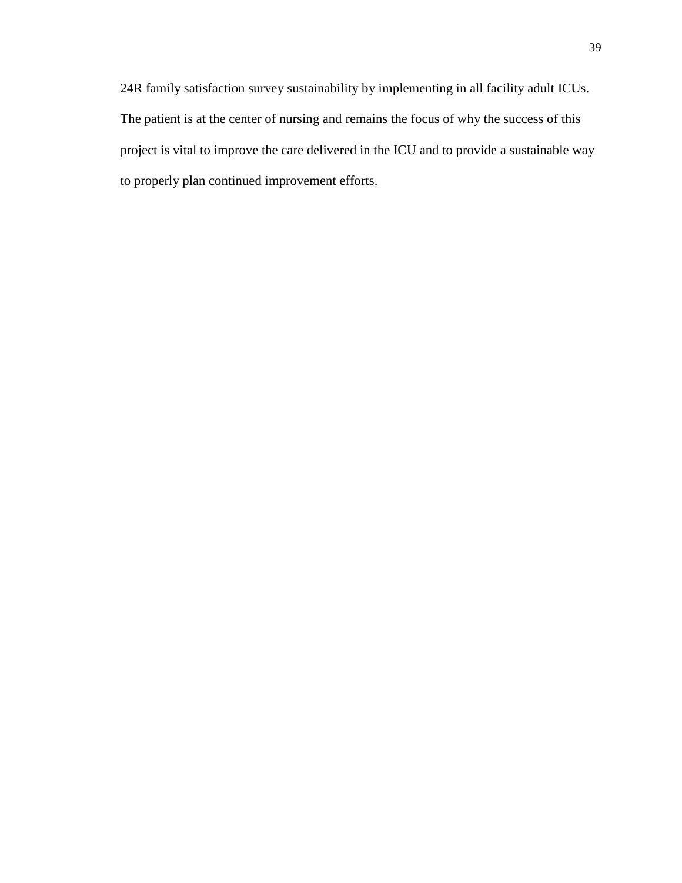24R family satisfaction survey sustainability by implementing in all facility adult ICUs. The patient is at the center of nursing and remains the focus of why the success of this project is vital to improve the care delivered in the ICU and to provide a sustainable way to properly plan continued improvement efforts.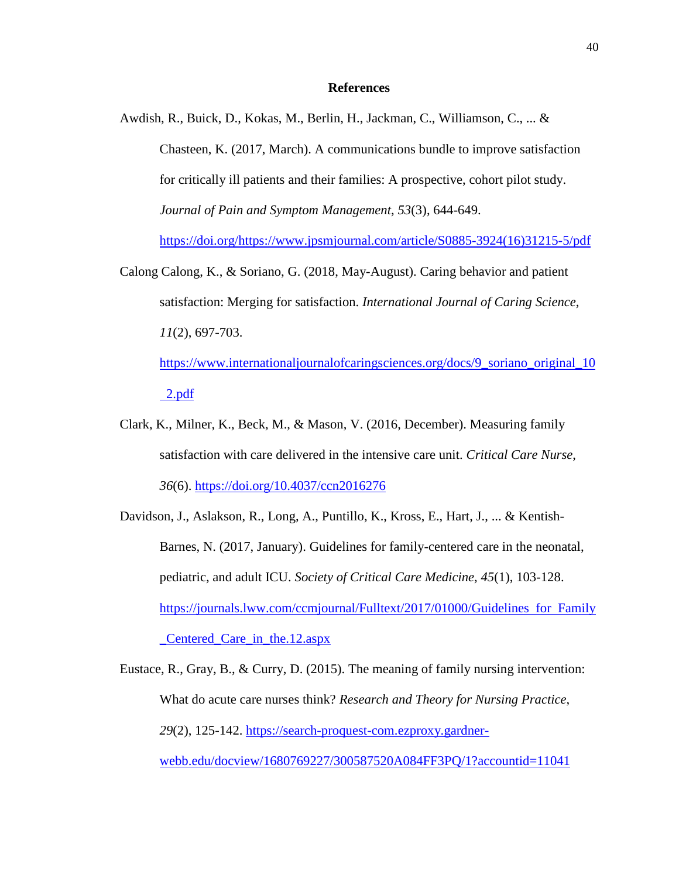## References

Awdish, R., Buick, D., Kokas, M., Berlin, H., Jackman, C., Williamson, C., ... & Chasteen, K. (2017, March). A communications bundle to improve satisfaction for critically ill patients and their families: A prospective, cohort pilot study. *Journal of Pain and Symptom Management*, *53*(3), 644-649. https://doi.org/https://www.jpsmjournal.com/article/S0885-3924(16)31215-5/pdf

Calong Calong, K., & Soriano, G. (2018, May-August). Caring behavior and patient satisfaction: Merging for satisfaction. *International Journal of Caring Science*, *11*(2), 697-703. https://www.internationaljournalofcaringsciences.org/docs/9_soriano_original_10_2.pdf

Clark, K., Milner, K., Beck, M., & Mason, V. (2016, December). Measuring family satisfaction with care delivered in the intensive care unit. *Critical Care Nurse*, *36*(6). https://doi.org/10.4037/ccn2016276

Davidson, J., Aslakson, R., Long, A., Puntillo, K., Kross, E., Hart, J., ... & Kentish-Barnes, N. (2017, January). Guidelines for family-centered care in the neonatal, pediatric, and adult ICU. *Society of Critical Care Medicine*, *45*(1), 103-128. https://journals.lww.com/ccmjournal/Fulltext/2017/01000/Guidelines_for_Family_Centered_Care_in_the.12.aspx

Eustace, R., Gray, B., & Curry, D. (2015). The meaning of family nursing intervention: What do acute care nurses think? *Research and Theory for Nursing Practice*, *29*(2), 125-142. https://search-proquest-com.ezproxy.gardner-webb.edu/docview/1680769227/300587520A084FF3PQ/1?accountid=11041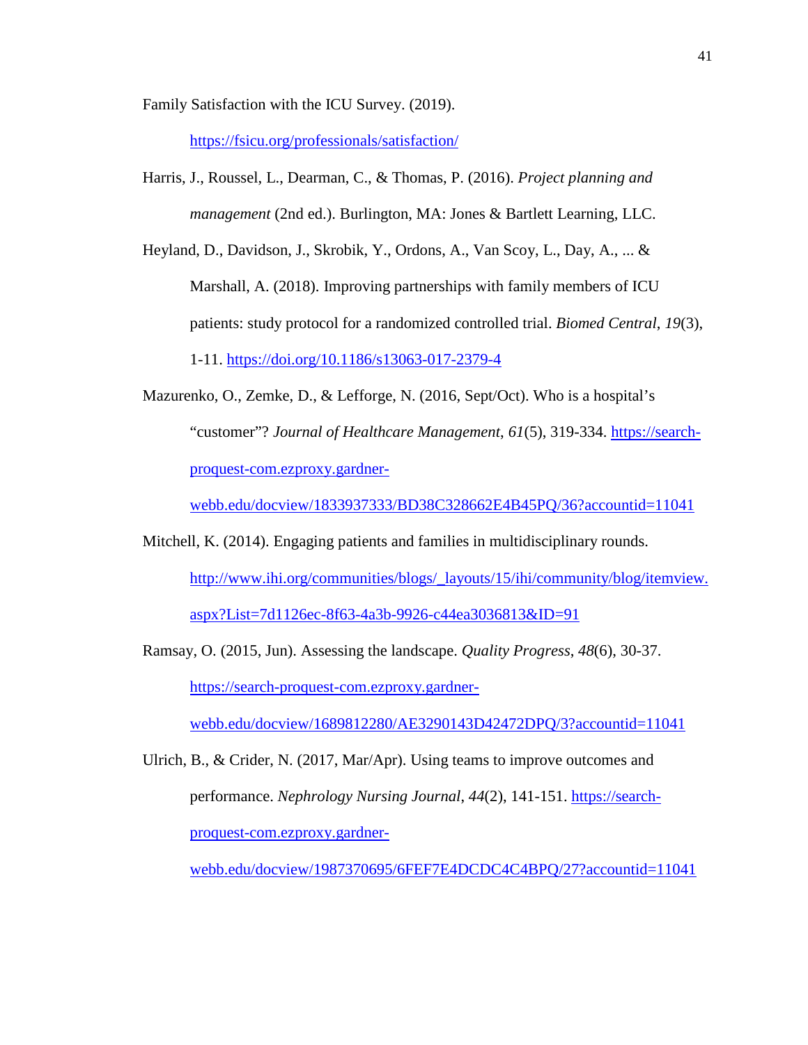Family Satisfaction with the ICU Survey. (2019). https://fsicu.org/professionals/satisfaction/

Harris, J., Roussel, L., Dearman, C., & Thomas, P. (2016). *Project planning and management* (2nd ed.). Burlington, MA: Jones & Bartlett Learning, LLC.

Heyland, D., Davidson, J., Skrobik, Y., Ordons, A., Van Scoy, L., Day, A., ... & Marshall, A. (2018). Improving partnerships with family members of ICU patients: study protocol for a randomized controlled trial. *Biomed Central*, *19*(3), 1-11. https://doi.org/10.1186/s13063-017-2379-4

Mazurenko, O., Zemke, D., & Lefforge, N. (2016, Sept/Oct). Who is a hospital's "customer"? *Journal of Healthcare Management*, *61*(5), 319-334. https://search-proquest-com.ezproxy.gardner-webb.edu/docview/1833937333/BD38C328662E4B45PQ/36?accountid=11041

Mitchell, K. (2014). Engaging patients and families in multidisciplinary rounds. http://www.ihi.org/communities/blogs/_layouts/15/ihi/community/blog/itemview.aspx?List=7d1126ec-8f63-4a3b-9926-c44ea3036813&ID=91

Ramsay, O. (2015, Jun). Assessing the landscape. *Quality Progress*, *48*(6), 30-37. https://search-proquest-com.ezproxy.gardner-webb.edu/docview/1689812280/AE3290143D42472DPQ/3?accountid=11041

Ulrich, B., & Crider, N. (2017, Mar/Apr). Using teams to improve outcomes and performance. *Nephrology Nursing Journal*, *44*(2), 141-151. https://search-proquest-com.ezproxy.gardner-webb.edu/docview/1987370695/6FEF7E4DCDC4C4BPQ/27?accountid=11041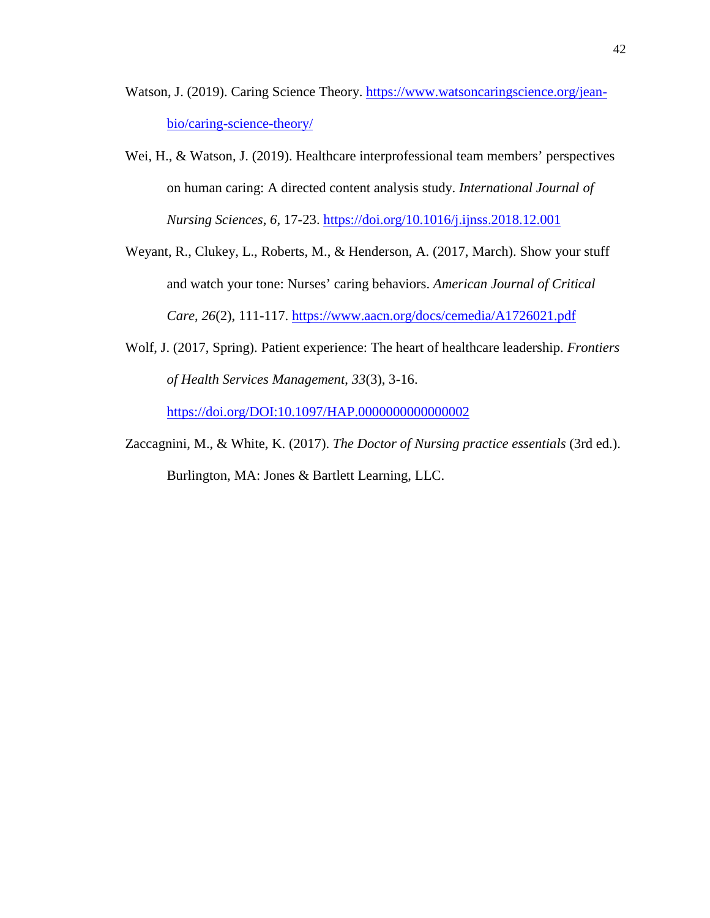Watson, J. (2019). Caring Science Theory. https://www.watsoncaringscience.org/jean-bio/caring-science-theory/

Wei, H., & Watson, J. (2019). Healthcare interprofessional team members' perspectives on human caring: A directed content analysis study. *International Journal of Nursing Sciences*, *6*, 17-23. https://doi.org/10.1016/j.ijnss.2018.12.001

Weyant, R., Clukey, L., Roberts, M., & Henderson, A. (2017, March). Show your stuff and watch your tone: Nurses' caring behaviors. *American Journal of Critical Care*, *26*(2), 111-117. https://www.aacn.org/docs/cemedia/A1726021.pdf

Wolf, J. (2017, Spring). Patient experience: The heart of healthcare leadership. *Frontiers of Health Services Management*, *33*(3), 3-16. https://doi.org/DOI:10.1097/HAP.0000000000000002

Zaccagnini, M., & White, K. (2017). *The Doctor of Nursing practice essentials* (3rd ed.). Burlington, MA: Jones & Bartlett Learning, LLC.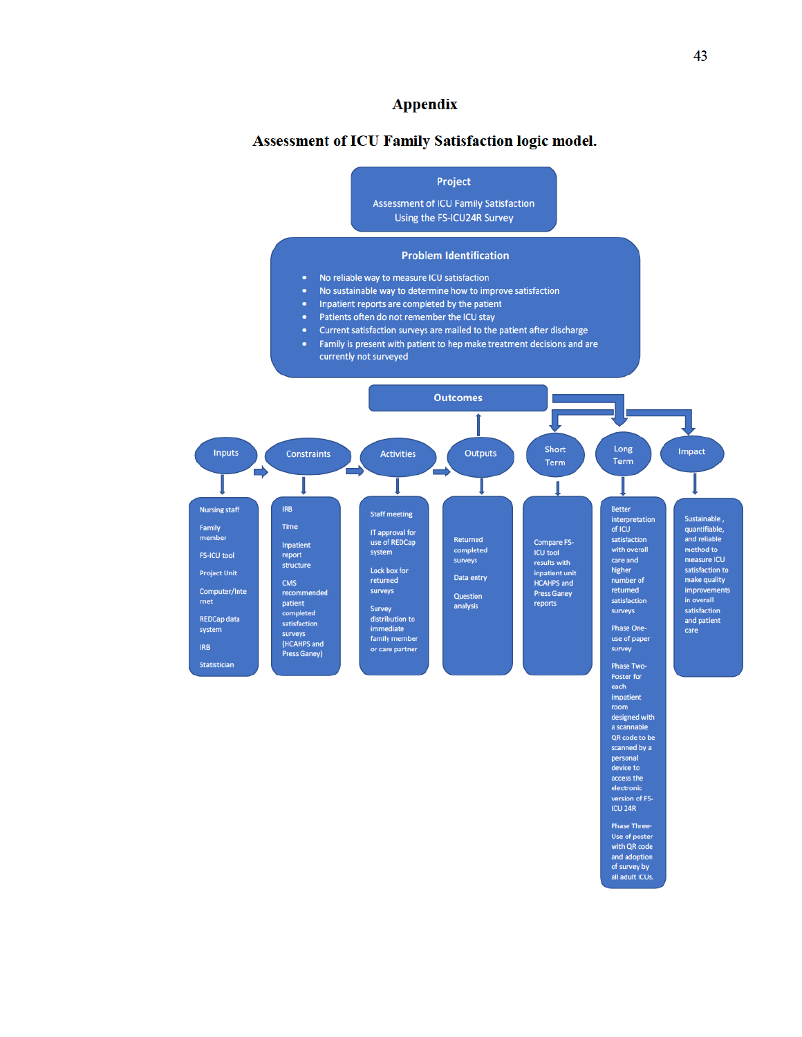# Appendix

## Assessment of ICU Family Satisfaction logic model.

**Project**

Assessment of ICU Family Satisfaction Using the FS-ICU24R Survey

**Problem Identification**

- No reliable way to measure ICU satisfaction
- No sustainable way to determine how to improve satisfaction
- Inpatient reports are completed by the patient
- Patients often do not remember the ICU stay
- Current satisfaction surveys are mailed to the patient after discharge
- Family is present with patient to hep make treatment decisions and are currently not surveyed

**Outcomes**

**Inputs**

Nursing staff

Family member

FS-ICU tool

Project Unit

Computer/Internet

REDCap data system

IRB

Statistician

**Constraints**

IRB

Time

Inpatient report structure

CMS recommended patient completed satisfaction surveys (HCAHPS and Press Ganey)

**Activities**

Staff meeting

IT approval for use of REDCap system

Lock box for returned surveys

Survey distribution to immediate family member or care partner

**Outputs**

Returned completed surveys

Data entry

Question analysis

**Short Term**

Compare FS-ICU tool results with inpatient unit HCAHPS and Press Ganey reports

**Long Term**

Better interpretation of ICU satisfaction with overall care and higher number of returned satisfaction surveys

Phase One- use of paper survey

Phase Two- Poster for each inpatient room designed with a scannable QR code to be scanned by a personal device to access the electronic version of FS-ICU 24R

Phase Three- Use of poster with QR code and adoption of survey by all adult ICUs.

**Impact**

Sustainable, quantifiable, and reliable method to measure ICU satisfaction to make quality improvements in overall satisfaction and patient care